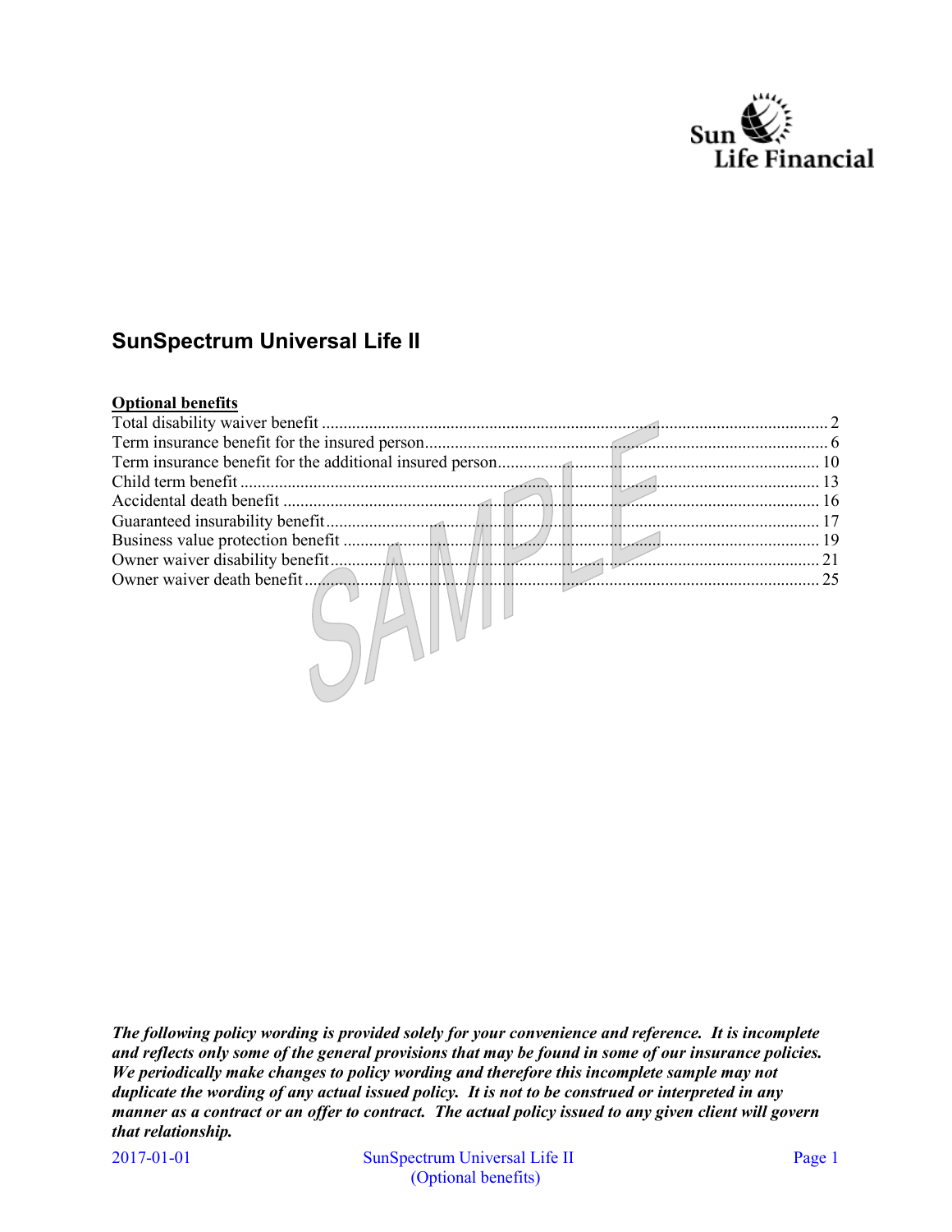Sun Life Financial

# SunSpectrum Universal Life II

**Optional benefits**

| Benefit | Page |
|---|---|
| Total disability waiver benefit | 2 |
| Term insurance benefit for the insured person | 6 |
| Term insurance benefit for the additional insured person | 10 |
| Child term benefit | 13 |
| Accidental death benefit | 16 |
| Guaranteed insurability benefit | 17 |
| Business value protection benefit | 19 |
| Owner waiver disability benefit | 21 |
| Owner waiver death benefit | 25 |

***The following policy wording is provided solely for your convenience and reference. It is incomplete and reflects only some of the general provisions that may be found in some of our insurance policies. We periodically make changes to policy wording and therefore this incomplete sample may not duplicate the wording of any actual issued policy. It is not to be construed or interpreted in any manner as a contract or an offer to contract. The actual policy issued to any given client will govern that relationship.***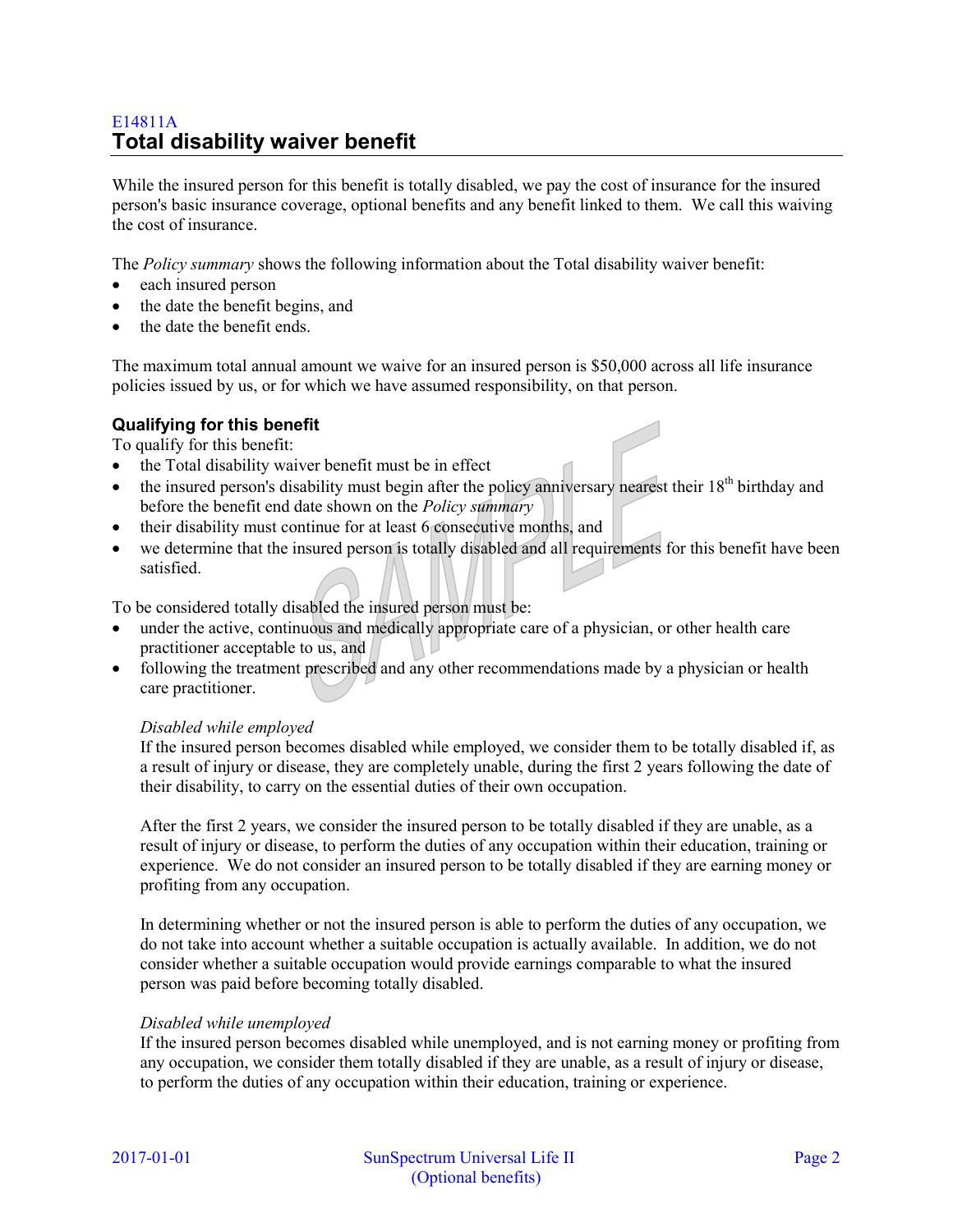E14811A

## Total disability waiver benefit

While the insured person for this benefit is totally disabled, we pay the cost of insurance for the insured person's basic insurance coverage, optional benefits and any benefit linked to them. We call this waiving the cost of insurance.

The *Policy summary* shows the following information about the Total disability waiver benefit:

- each insured person
- the date the benefit begins, and
- the date the benefit ends.

The maximum total annual amount we waive for an insured person is $50,000 across all life insurance policies issued by us, or for which we have assumed responsibility, on that person.

### Qualifying for this benefit

To qualify for this benefit:

- the Total disability waiver benefit must be in effect
- the insured person's disability must begin after the policy anniversary nearest their 18th birthday and before the benefit end date shown on the *Policy summary*
- their disability must continue for at least 6 consecutive months, and
- we determine that the insured person is totally disabled and all requirements for this benefit have been satisfied.

To be considered totally disabled the insured person must be:

- under the active, continuous and medically appropriate care of a physician, or other health care practitioner acceptable to us, and
- following the treatment prescribed and any other recommendations made by a physician or health care practitioner.

*Disabled while employed*

If the insured person becomes disabled while employed, we consider them to be totally disabled if, as a result of injury or disease, they are completely unable, during the first 2 years following the date of their disability, to carry on the essential duties of their own occupation.

After the first 2 years, we consider the insured person to be totally disabled if they are unable, as a result of injury or disease, to perform the duties of any occupation within their education, training or experience. We do not consider an insured person to be totally disabled if they are earning money or profiting from any occupation.

In determining whether or not the insured person is able to perform the duties of any occupation, we do not take into account whether a suitable occupation is actually available. In addition, we do not consider whether a suitable occupation would provide earnings comparable to what the insured person was paid before becoming totally disabled.

*Disabled while unemployed*

If the insured person becomes disabled while unemployed, and is not earning money or profiting from any occupation, we consider them totally disabled if they are unable, as a result of injury or disease, to perform the duties of any occupation within their education, training or experience.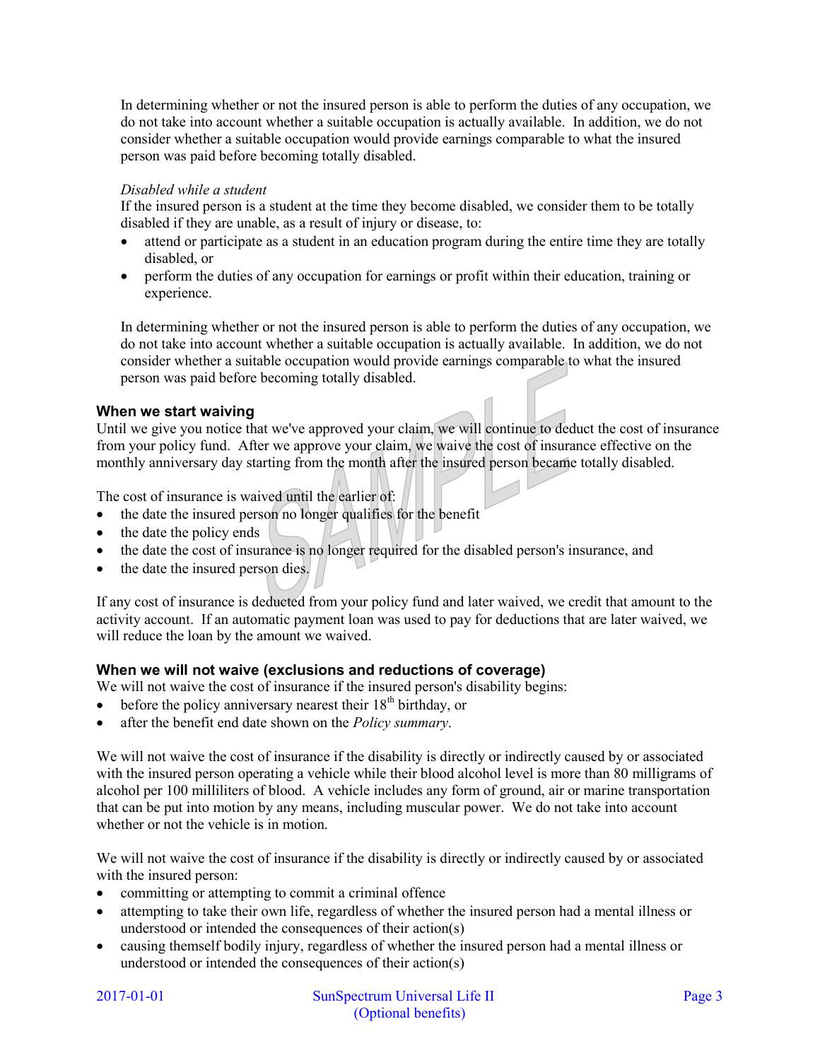In determining whether or not the insured person is able to perform the duties of any occupation, we do not take into account whether a suitable occupation is actually available. In addition, we do not consider whether a suitable occupation would provide earnings comparable to what the insured person was paid before becoming totally disabled.

*Disabled while a student*

If the insured person is a student at the time they become disabled, we consider them to be totally disabled if they are unable, as a result of injury or disease, to:

- attend or participate as a student in an education program during the entire time they are totally disabled, or
- perform the duties of any occupation for earnings or profit within their education, training or experience.

In determining whether or not the insured person is able to perform the duties of any occupation, we do not take into account whether a suitable occupation is actually available. In addition, we do not consider whether a suitable occupation would provide earnings comparable to what the insured person was paid before becoming totally disabled.

### When we start waiving

Until we give you notice that we've approved your claim, we will continue to deduct the cost of insurance from your policy fund. After we approve your claim, we waive the cost of insurance effective on the monthly anniversary day starting from the month after the insured person became totally disabled.

The cost of insurance is waived until the earlier of:

- the date the insured person no longer qualifies for the benefit
- the date the policy ends
- the date the cost of insurance is no longer required for the disabled person's insurance, and
- the date the insured person dies.

If any cost of insurance is deducted from your policy fund and later waived, we credit that amount to the activity account. If an automatic payment loan was used to pay for deductions that are later waived, we will reduce the loan by the amount we waived.

### When we will not waive (exclusions and reductions of coverage)

We will not waive the cost of insurance if the insured person's disability begins:

- before the policy anniversary nearest their 18th birthday, or
- after the benefit end date shown on the *Policy summary*.

We will not waive the cost of insurance if the disability is directly or indirectly caused by or associated with the insured person operating a vehicle while their blood alcohol level is more than 80 milligrams of alcohol per 100 milliliters of blood. A vehicle includes any form of ground, air or marine transportation that can be put into motion by any means, including muscular power. We do not take into account whether or not the vehicle is in motion.

We will not waive the cost of insurance if the disability is directly or indirectly caused by or associated with the insured person:

- committing or attempting to commit a criminal offence
- attempting to take their own life, regardless of whether the insured person had a mental illness or understood or intended the consequences of their action(s)
- causing themself bodily injury, regardless of whether the insured person had a mental illness or understood or intended the consequences of their action(s)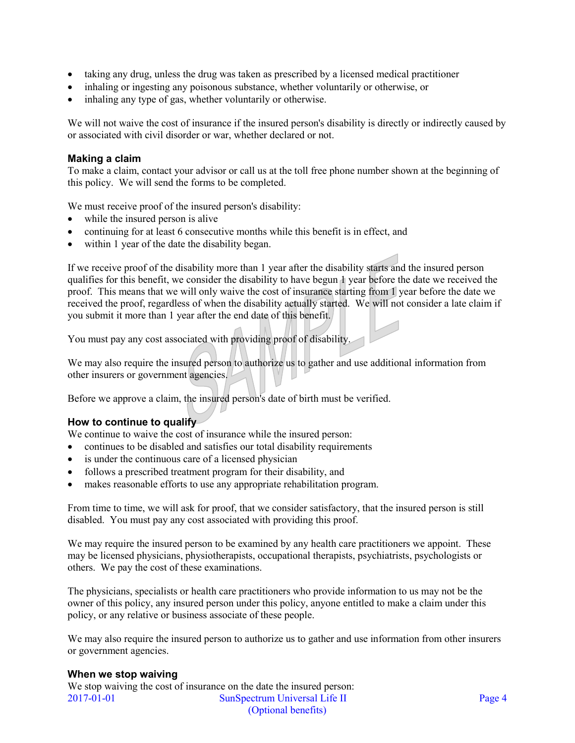- taking any drug, unless the drug was taken as prescribed by a licensed medical practitioner
- inhaling or ingesting any poisonous substance, whether voluntarily or otherwise, or
- inhaling any type of gas, whether voluntarily or otherwise.

We will not waive the cost of insurance if the insured person's disability is directly or indirectly caused by or associated with civil disorder or war, whether declared or not.

### Making a claim

To make a claim, contact your advisor or call us at the toll free phone number shown at the beginning of this policy. We will send the forms to be completed.

We must receive proof of the insured person's disability:

- while the insured person is alive
- continuing for at least 6 consecutive months while this benefit is in effect, and
- within 1 year of the date the disability began.

If we receive proof of the disability more than 1 year after the disability starts and the insured person qualifies for this benefit, we consider the disability to have begun 1 year before the date we received the proof. This means that we will only waive the cost of insurance starting from 1 year before the date we received the proof, regardless of when the disability actually started. We will not consider a late claim if you submit it more than 1 year after the end date of this benefit.

You must pay any cost associated with providing proof of disability.

We may also require the insured person to authorize us to gather and use additional information from other insurers or government agencies.

Before we approve a claim, the insured person's date of birth must be verified.

### How to continue to qualify

We continue to waive the cost of insurance while the insured person:

- continues to be disabled and satisfies our total disability requirements
- is under the continuous care of a licensed physician
- follows a prescribed treatment program for their disability, and
- makes reasonable efforts to use any appropriate rehabilitation program.

From time to time, we will ask for proof, that we consider satisfactory, that the insured person is still disabled. You must pay any cost associated with providing this proof.

We may require the insured person to be examined by any health care practitioners we appoint. These may be licensed physicians, physiotherapists, occupational therapists, psychiatrists, psychologists or others. We pay the cost of these examinations.

The physicians, specialists or health care practitioners who provide information to us may not be the owner of this policy, any insured person under this policy, anyone entitled to make a claim under this policy, or any relative or business associate of these people.

We may also require the insured person to authorize us to gather and use information from other insurers or government agencies.

### When we stop waiving

We stop waiving the cost of insurance on the date the insured person: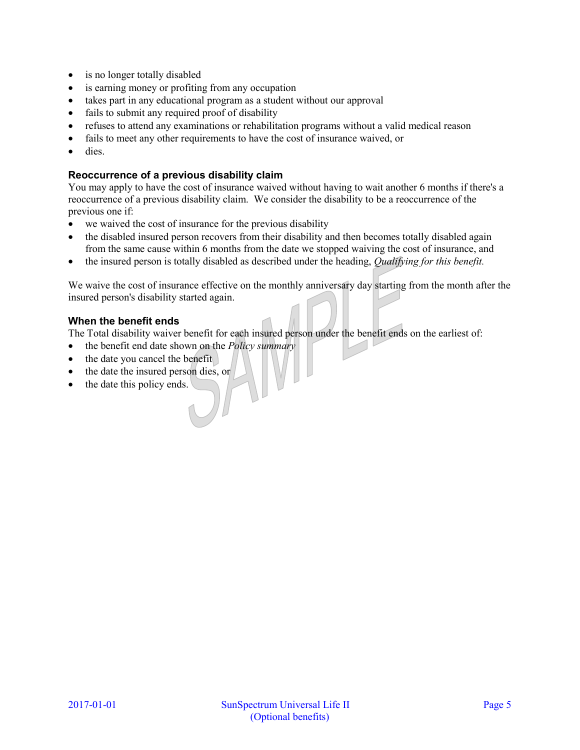- is no longer totally disabled
- is earning money or profiting from any occupation
- takes part in any educational program as a student without our approval
- fails to submit any required proof of disability
- refuses to attend any examinations or rehabilitation programs without a valid medical reason
- fails to meet any other requirements to have the cost of insurance waived, or
- dies.

### Reoccurrence of a previous disability claim

You may apply to have the cost of insurance waived without having to wait another 6 months if there's a reoccurrence of a previous disability claim. We consider the disability to be a reoccurrence of the previous one if:

- we waived the cost of insurance for the previous disability
- the disabled insured person recovers from their disability and then becomes totally disabled again from the same cause within 6 months from the date we stopped waiving the cost of insurance, and
- the insured person is totally disabled as described under the heading, *Qualifying for this benefit.*

We waive the cost of insurance effective on the monthly anniversary day starting from the month after the insured person's disability started again.

### When the benefit ends

The Total disability waiver benefit for each insured person under the benefit ends on the earliest of:

- the benefit end date shown on the *Policy summary*
- the date you cancel the benefit
- the date the insured person dies, or
- the date this policy ends.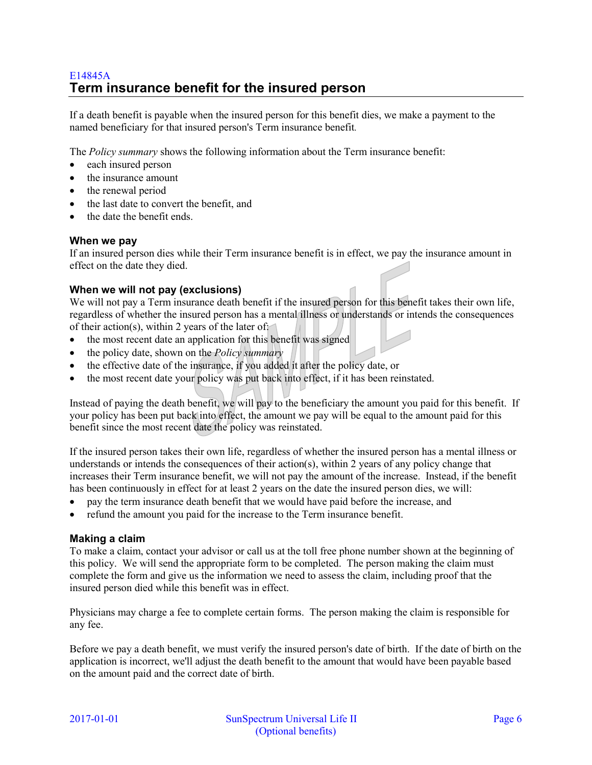E14845A

## Term insurance benefit for the insured person

If a death benefit is payable when the insured person for this benefit dies, we make a payment to the named beneficiary for that insured person's Term insurance benefit.

The *Policy summary* shows the following information about the Term insurance benefit:

- each insured person
- the insurance amount
- the renewal period
- the last date to convert the benefit, and
- the date the benefit ends.

### When we pay

If an insured person dies while their Term insurance benefit is in effect, we pay the insurance amount in effect on the date they died.

### When we will not pay (exclusions)

We will not pay a Term insurance death benefit if the insured person for this benefit takes their own life, regardless of whether the insured person has a mental illness or understands or intends the consequences of their action(s), within 2 years of the later of:

- the most recent date an application for this benefit was signed
- the policy date, shown on the *Policy summary*
- the effective date of the insurance, if you added it after the policy date, or
- the most recent date your policy was put back into effect, if it has been reinstated.

Instead of paying the death benefit, we will pay to the beneficiary the amount you paid for this benefit. If your policy has been put back into effect, the amount we pay will be equal to the amount paid for this benefit since the most recent date the policy was reinstated.

If the insured person takes their own life, regardless of whether the insured person has a mental illness or understands or intends the consequences of their action(s), within 2 years of any policy change that increases their Term insurance benefit, we will not pay the amount of the increase. Instead, if the benefit has been continuously in effect for at least 2 years on the date the insured person dies, we will:

- pay the term insurance death benefit that we would have paid before the increase, and
- refund the amount you paid for the increase to the Term insurance benefit.

### Making a claim

To make a claim, contact your advisor or call us at the toll free phone number shown at the beginning of this policy. We will send the appropriate form to be completed. The person making the claim must complete the form and give us the information we need to assess the claim, including proof that the insured person died while this benefit was in effect.

Physicians may charge a fee to complete certain forms. The person making the claim is responsible for any fee.

Before we pay a death benefit, we must verify the insured person's date of birth. If the date of birth on the application is incorrect, we'll adjust the death benefit to the amount that would have been payable based on the amount paid and the correct date of birth.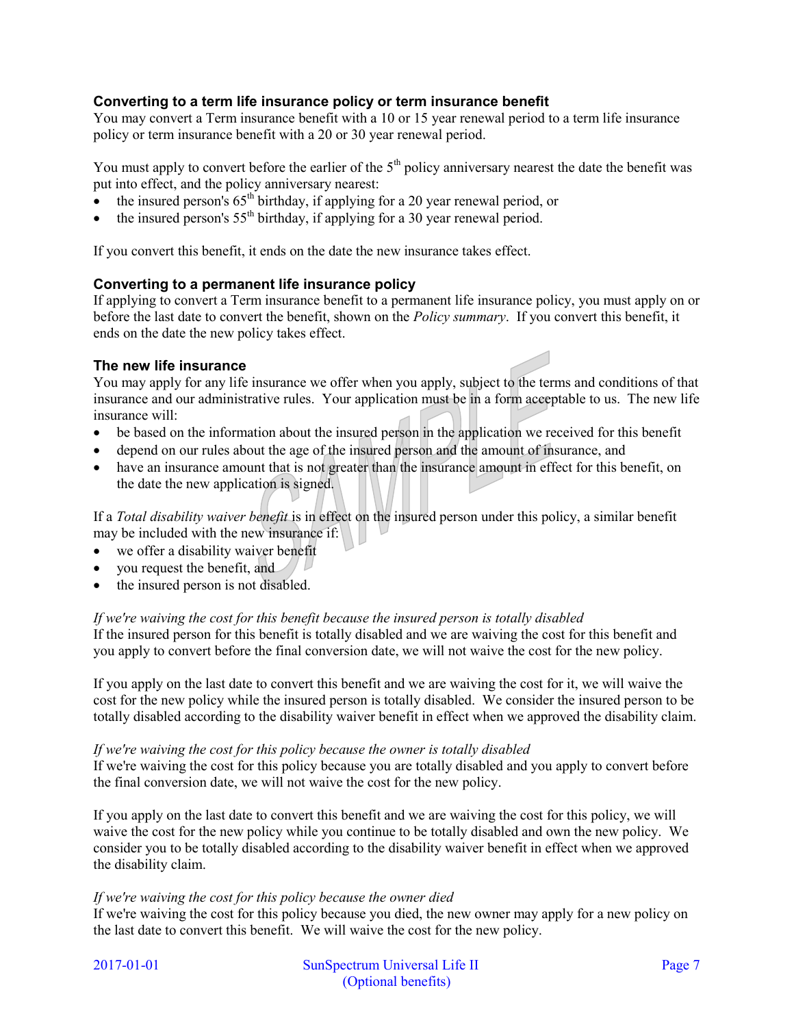### Converting to a term life insurance policy or term insurance benefit

You may convert a Term insurance benefit with a 10 or 15 year renewal period to a term life insurance policy or term insurance benefit with a 20 or 30 year renewal period.

You must apply to convert before the earlier of the 5th policy anniversary nearest the date the benefit was put into effect, and the policy anniversary nearest:

- the insured person's 65th birthday, if applying for a 20 year renewal period, or
- the insured person's 55th birthday, if applying for a 30 year renewal period.

If you convert this benefit, it ends on the date the new insurance takes effect.

### Converting to a permanent life insurance policy

If applying to convert a Term insurance benefit to a permanent life insurance policy, you must apply on or before the last date to convert the benefit, shown on the *Policy summary*. If you convert this benefit, it ends on the date the new policy takes effect.

### The new life insurance

You may apply for any life insurance we offer when you apply, subject to the terms and conditions of that insurance and our administrative rules. Your application must be in a form acceptable to us. The new life insurance will:

- be based on the information about the insured person in the application we received for this benefit
- depend on our rules about the age of the insured person and the amount of insurance, and
- have an insurance amount that is not greater than the insurance amount in effect for this benefit, on the date the new application is signed.

If a *Total disability waiver benefit* is in effect on the insured person under this policy, a similar benefit may be included with the new insurance if:

- we offer a disability waiver benefit
- you request the benefit, and
- the insured person is not disabled.

*If we're waiving the cost for this benefit because the insured person is totally disabled*

If the insured person for this benefit is totally disabled and we are waiving the cost for this benefit and you apply to convert before the final conversion date, we will not waive the cost for the new policy.

If you apply on the last date to convert this benefit and we are waiving the cost for it, we will waive the cost for the new policy while the insured person is totally disabled. We consider the insured person to be totally disabled according to the disability waiver benefit in effect when we approved the disability claim.

*If we're waiving the cost for this policy because the owner is totally disabled*

If we're waiving the cost for this policy because you are totally disabled and you apply to convert before the final conversion date, we will not waive the cost for the new policy.

If you apply on the last date to convert this benefit and we are waiving the cost for this policy, we will waive the cost for the new policy while you continue to be totally disabled and own the new policy. We consider you to be totally disabled according to the disability waiver benefit in effect when we approved the disability claim.

*If we're waiving the cost for this policy because the owner died*

If we're waiving the cost for this policy because you died, the new owner may apply for a new policy on the last date to convert this benefit. We will waive the cost for the new policy.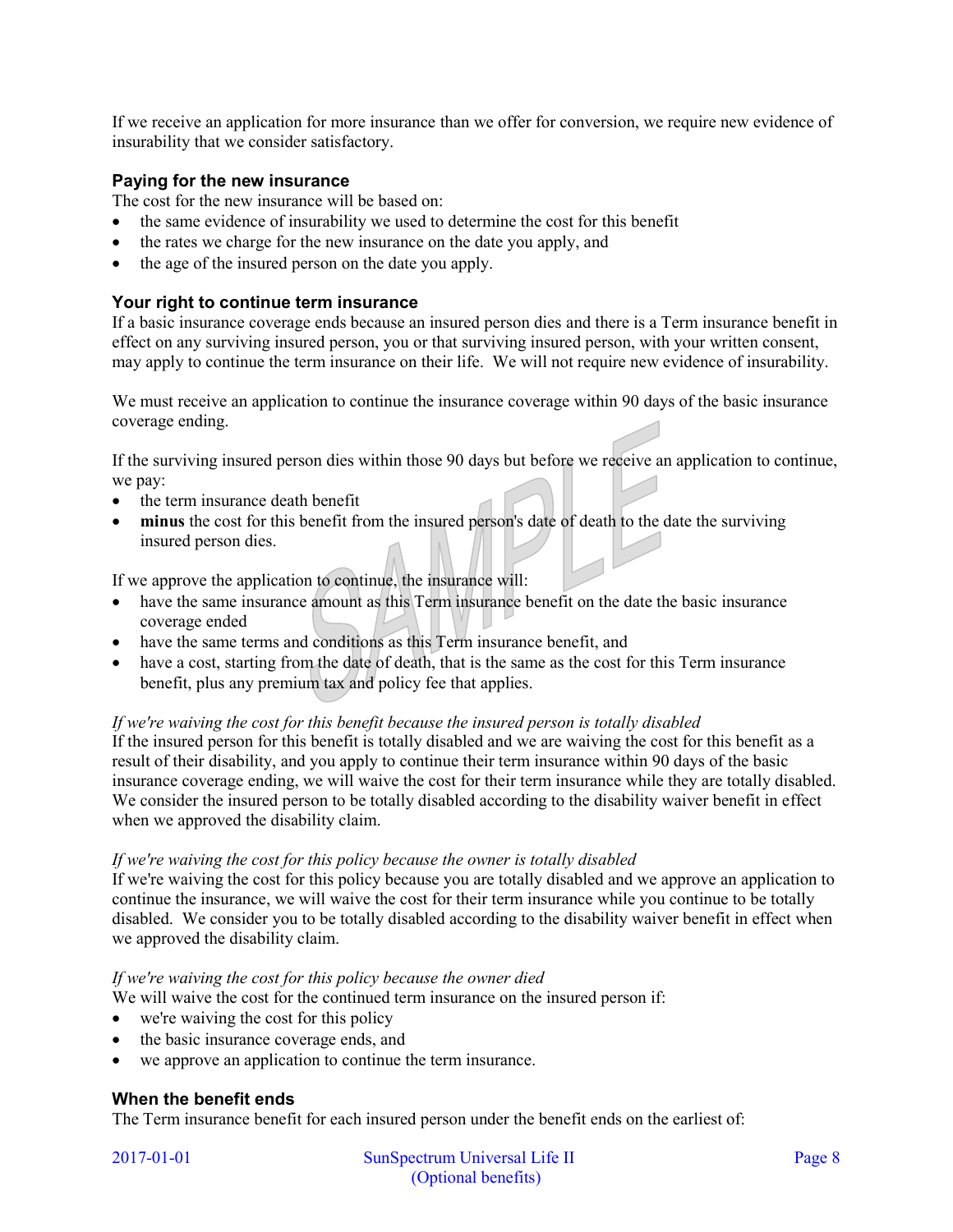If we receive an application for more insurance than we offer for conversion, we require new evidence of insurability that we consider satisfactory.

### Paying for the new insurance

The cost for the new insurance will be based on:

- the same evidence of insurability we used to determine the cost for this benefit
- the rates we charge for the new insurance on the date you apply, and
- the age of the insured person on the date you apply.

### Your right to continue term insurance

If a basic insurance coverage ends because an insured person dies and there is a Term insurance benefit in effect on any surviving insured person, you or that surviving insured person, with your written consent, may apply to continue the term insurance on their life. We will not require new evidence of insurability.

We must receive an application to continue the insurance coverage within 90 days of the basic insurance coverage ending.

If the surviving insured person dies within those 90 days but before we receive an application to continue, we pay:

- the term insurance death benefit
- **minus** the cost for this benefit from the insured person's date of death to the date the surviving insured person dies.

If we approve the application to continue, the insurance will:

- have the same insurance amount as this Term insurance benefit on the date the basic insurance coverage ended
- have the same terms and conditions as this Term insurance benefit, and
- have a cost, starting from the date of death, that is the same as the cost for this Term insurance benefit, plus any premium tax and policy fee that applies.

*If we're waiving the cost for this benefit because the insured person is totally disabled*

If the insured person for this benefit is totally disabled and we are waiving the cost for this benefit as a result of their disability, and you apply to continue their term insurance within 90 days of the basic insurance coverage ending, we will waive the cost for their term insurance while they are totally disabled. We consider the insured person to be totally disabled according to the disability waiver benefit in effect when we approved the disability claim.

*If we're waiving the cost for this policy because the owner is totally disabled*

If we're waiving the cost for this policy because you are totally disabled and we approve an application to continue the insurance, we will waive the cost for their term insurance while you continue to be totally disabled. We consider you to be totally disabled according to the disability waiver benefit in effect when we approved the disability claim.

*If we're waiving the cost for this policy because the owner died*

We will waive the cost for the continued term insurance on the insured person if:

- we're waiving the cost for this policy
- the basic insurance coverage ends, and
- we approve an application to continue the term insurance.

### When the benefit ends

The Term insurance benefit for each insured person under the benefit ends on the earliest of: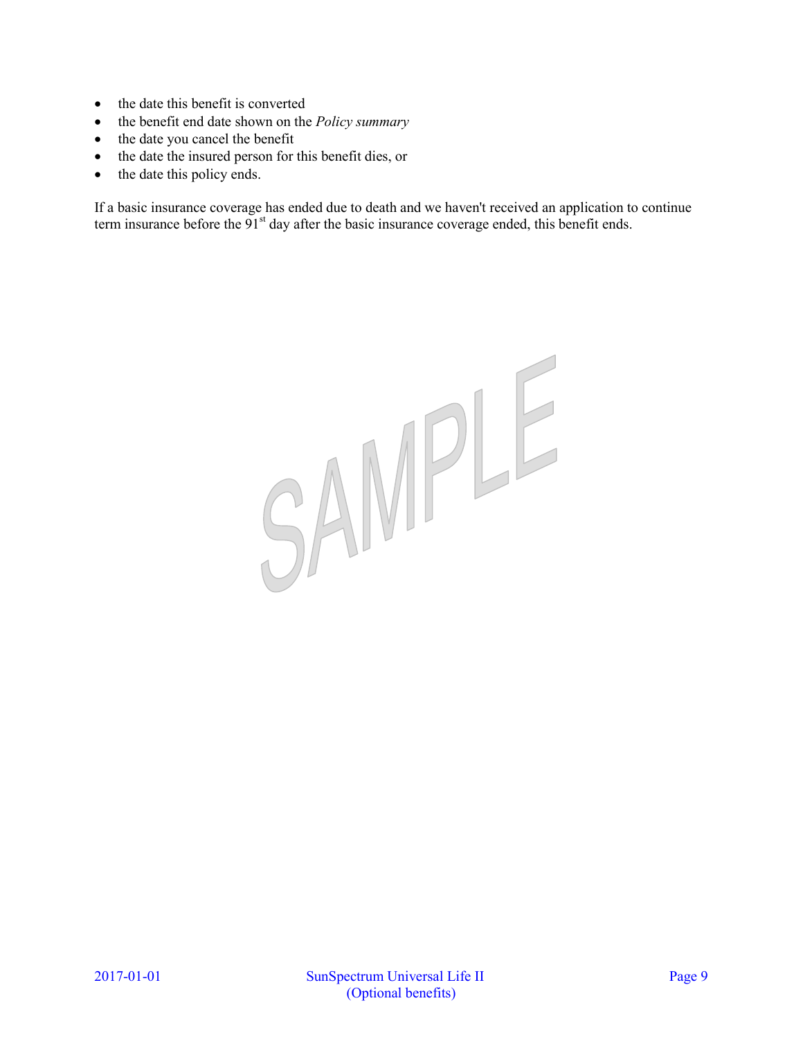- the date this benefit is converted
- the benefit end date shown on the *Policy summary*
- the date you cancel the benefit
- the date the insured person for this benefit dies, or
- the date this policy ends.

If a basic insurance coverage has ended due to death and we haven't received an application to continue term insurance before the 91st day after the basic insurance coverage ended, this benefit ends.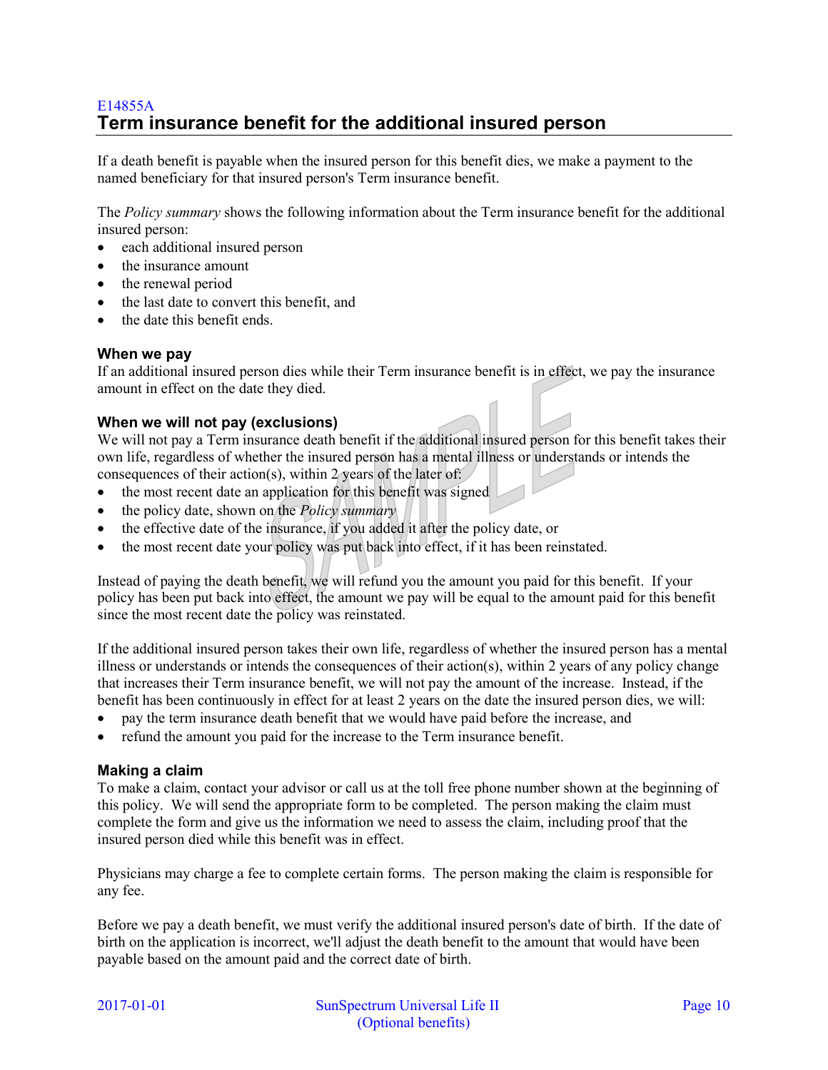E14855A

## Term insurance benefit for the additional insured person

If a death benefit is payable when the insured person for this benefit dies, we make a payment to the named beneficiary for that insured person's Term insurance benefit.

The *Policy summary* shows the following information about the Term insurance benefit for the additional insured person:

- each additional insured person
- the insurance amount
- the renewal period
- the last date to convert this benefit, and
- the date this benefit ends.

### When we pay

If an additional insured person dies while their Term insurance benefit is in effect, we pay the insurance amount in effect on the date they died.

### When we will not pay (exclusions)

We will not pay a Term insurance death benefit if the additional insured person for this benefit takes their own life, regardless of whether the insured person has a mental illness or understands or intends the consequences of their action(s), within 2 years of the later of:

- the most recent date an application for this benefit was signed
- the policy date, shown on the *Policy summary*
- the effective date of the insurance, if you added it after the policy date, or
- the most recent date your policy was put back into effect, if it has been reinstated.

Instead of paying the death benefit, we will refund you the amount you paid for this benefit. If your policy has been put back into effect, the amount we pay will be equal to the amount paid for this benefit since the most recent date the policy was reinstated.

If the additional insured person takes their own life, regardless of whether the insured person has a mental illness or understands or intends the consequences of their action(s), within 2 years of any policy change that increases their Term insurance benefit, we will not pay the amount of the increase. Instead, if the benefit has been continuously in effect for at least 2 years on the date the insured person dies, we will:

- pay the term insurance death benefit that we would have paid before the increase, and
- refund the amount you paid for the increase to the Term insurance benefit.

### Making a claim

To make a claim, contact your advisor or call us at the toll free phone number shown at the beginning of this policy. We will send the appropriate form to be completed. The person making the claim must complete the form and give us the information we need to assess the claim, including proof that the insured person died while this benefit was in effect.

Physicians may charge a fee to complete certain forms. The person making the claim is responsible for any fee.

Before we pay a death benefit, we must verify the additional insured person's date of birth. If the date of birth on the application is incorrect, we'll adjust the death benefit to the amount that would have been payable based on the amount paid and the correct date of birth.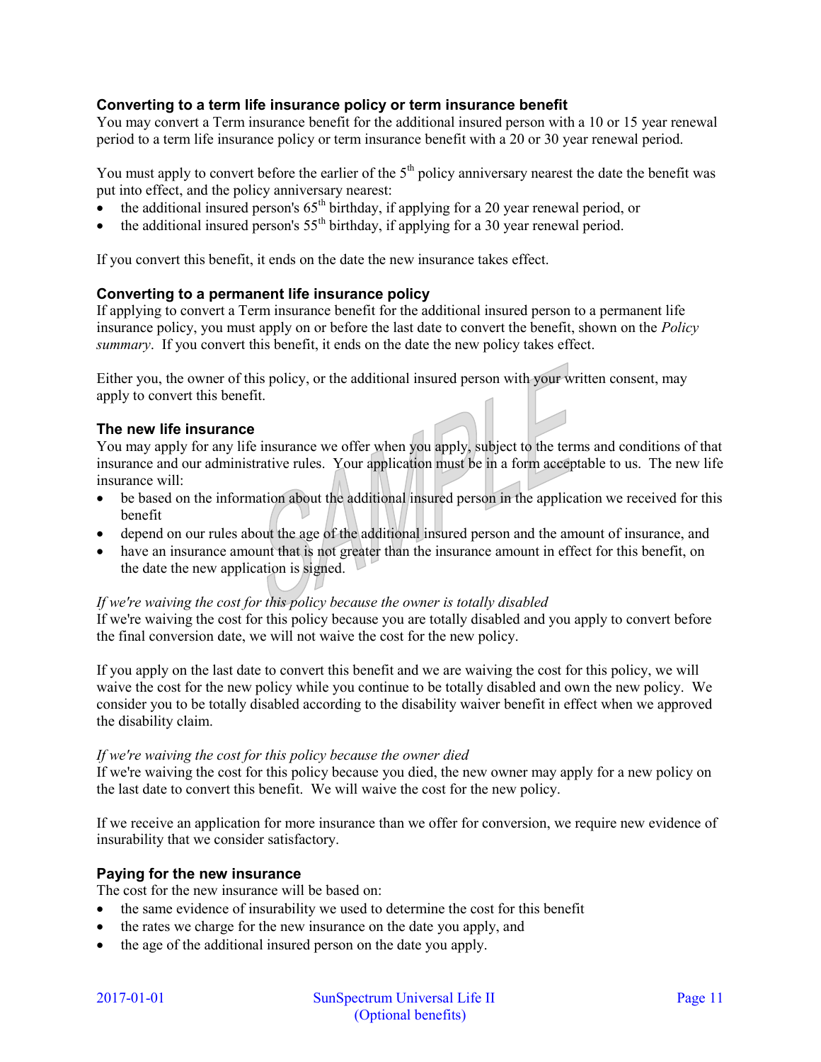### Converting to a term life insurance policy or term insurance benefit

You may convert a Term insurance benefit for the additional insured person with a 10 or 15 year renewal period to a term life insurance policy or term insurance benefit with a 20 or 30 year renewal period.

You must apply to convert before the earlier of the 5th policy anniversary nearest the date the benefit was put into effect, and the policy anniversary nearest:

- the additional insured person's 65th birthday, if applying for a 20 year renewal period, or
- the additional insured person's 55th birthday, if applying for a 30 year renewal period.

If you convert this benefit, it ends on the date the new insurance takes effect.

### Converting to a permanent life insurance policy

If applying to convert a Term insurance benefit for the additional insured person to a permanent life insurance policy, you must apply on or before the last date to convert the benefit, shown on the *Policy summary*. If you convert this benefit, it ends on the date the new policy takes effect.

Either you, the owner of this policy, or the additional insured person with your written consent, may apply to convert this benefit.

### The new life insurance

You may apply for any life insurance we offer when you apply, subject to the terms and conditions of that insurance and our administrative rules. Your application must be in a form acceptable to us. The new life insurance will:

- be based on the information about the additional insured person in the application we received for this benefit
- depend on our rules about the age of the additional insured person and the amount of insurance, and
- have an insurance amount that is not greater than the insurance amount in effect for this benefit, on the date the new application is signed.

*If we're waiving the cost for this policy because the owner is totally disabled*

If we're waiving the cost for this policy because you are totally disabled and you apply to convert before the final conversion date, we will not waive the cost for the new policy.

If you apply on the last date to convert this benefit and we are waiving the cost for this policy, we will waive the cost for the new policy while you continue to be totally disabled and own the new policy. We consider you to be totally disabled according to the disability waiver benefit in effect when we approved the disability claim.

*If we're waiving the cost for this policy because the owner died*

If we're waiving the cost for this policy because you died, the new owner may apply for a new policy on the last date to convert this benefit. We will waive the cost for the new policy.

If we receive an application for more insurance than we offer for conversion, we require new evidence of insurability that we consider satisfactory.

### Paying for the new insurance

The cost for the new insurance will be based on:

- the same evidence of insurability we used to determine the cost for this benefit
- the rates we charge for the new insurance on the date you apply, and
- the age of the additional insured person on the date you apply.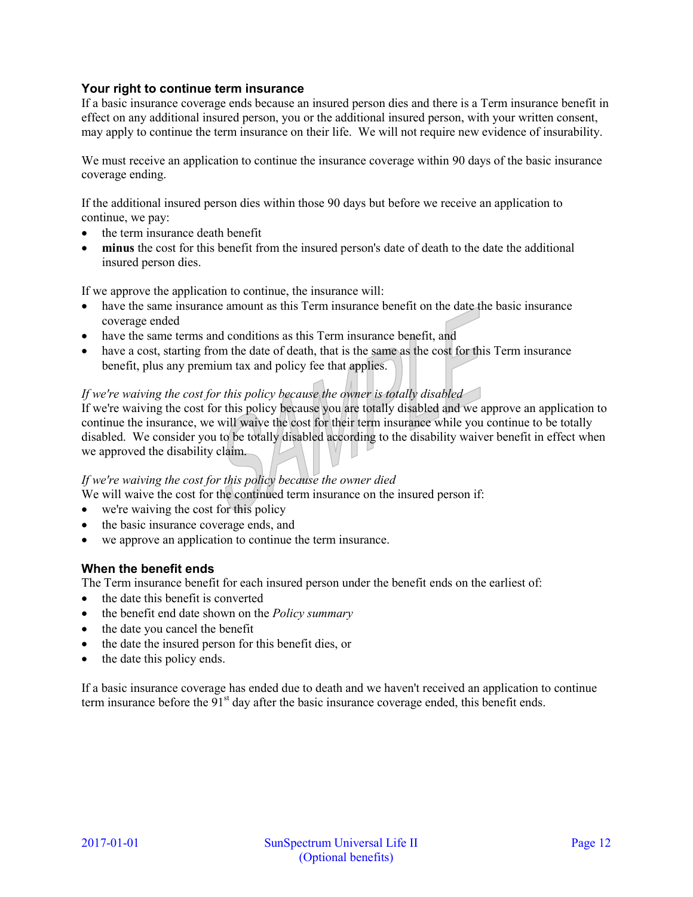### Your right to continue term insurance

If a basic insurance coverage ends because an insured person dies and there is a Term insurance benefit in effect on any additional insured person, you or the additional insured person, with your written consent, may apply to continue the term insurance on their life. We will not require new evidence of insurability.

We must receive an application to continue the insurance coverage within 90 days of the basic insurance coverage ending.

If the additional insured person dies within those 90 days but before we receive an application to continue, we pay:

- the term insurance death benefit
- **minus** the cost for this benefit from the insured person's date of death to the date the additional insured person dies.

If we approve the application to continue, the insurance will:

- have the same insurance amount as this Term insurance benefit on the date the basic insurance coverage ended
- have the same terms and conditions as this Term insurance benefit, and
- have a cost, starting from the date of death, that is the same as the cost for this Term insurance benefit, plus any premium tax and policy fee that applies.

*If we're waiving the cost for this policy because the owner is totally disabled*

If we're waiving the cost for this policy because you are totally disabled and we approve an application to continue the insurance, we will waive the cost for their term insurance while you continue to be totally disabled. We consider you to be totally disabled according to the disability waiver benefit in effect when we approved the disability claim.

*If we're waiving the cost for this policy because the owner died*

We will waive the cost for the continued term insurance on the insured person if:

- we're waiving the cost for this policy
- the basic insurance coverage ends, and
- we approve an application to continue the term insurance.

### When the benefit ends

The Term insurance benefit for each insured person under the benefit ends on the earliest of:

- the date this benefit is converted
- the benefit end date shown on the *Policy summary*
- the date you cancel the benefit
- the date the insured person for this benefit dies, or
- the date this policy ends.

If a basic insurance coverage has ended due to death and we haven't received an application to continue term insurance before the 91st day after the basic insurance coverage ended, this benefit ends.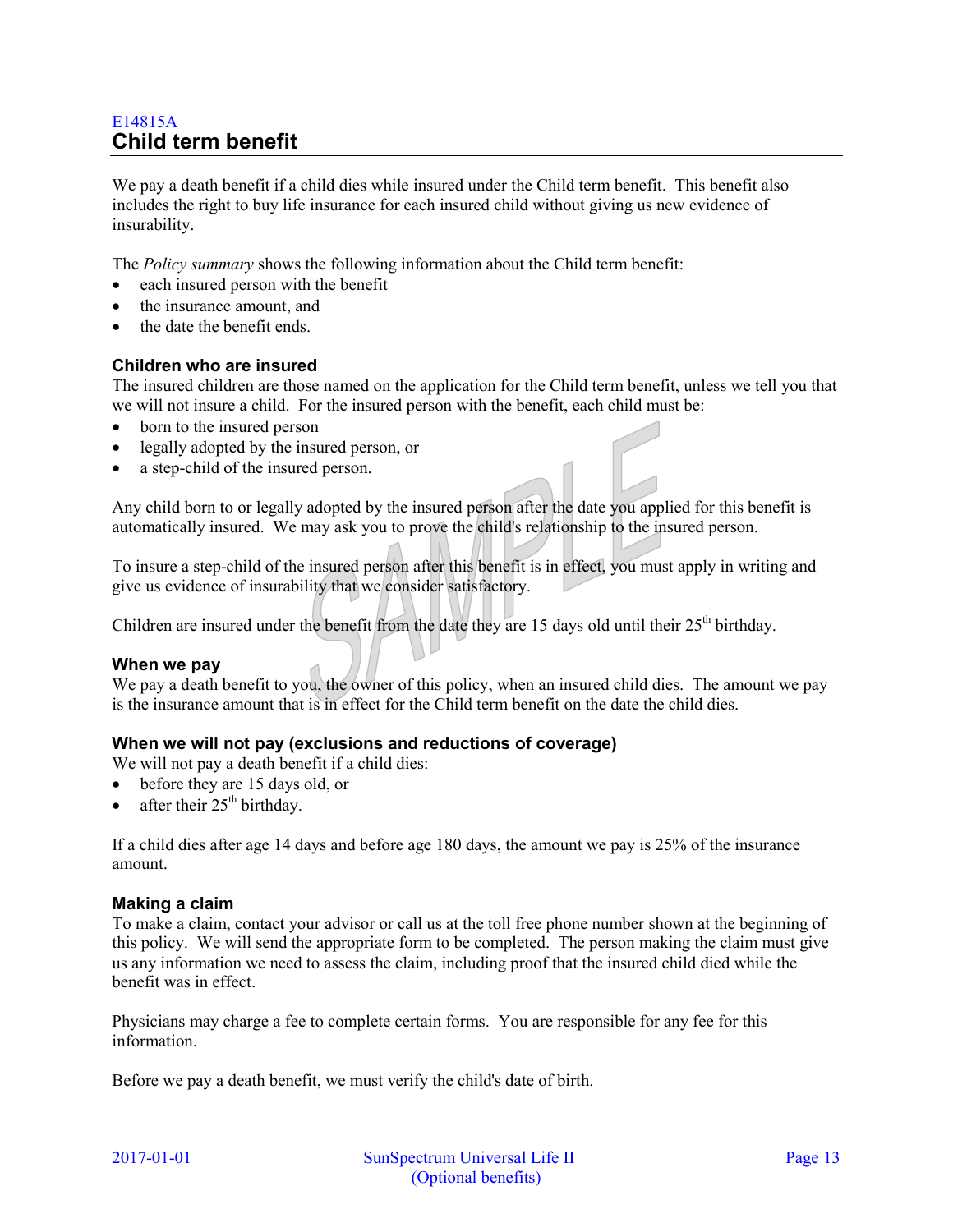E14815A

## Child term benefit

We pay a death benefit if a child dies while insured under the Child term benefit. This benefit also includes the right to buy life insurance for each insured child without giving us new evidence of insurability.

The *Policy summary* shows the following information about the Child term benefit:

- each insured person with the benefit
- the insurance amount, and
- the date the benefit ends.

### Children who are insured

The insured children are those named on the application for the Child term benefit, unless we tell you that we will not insure a child. For the insured person with the benefit, each child must be:

- born to the insured person
- legally adopted by the insured person, or
- a step-child of the insured person.

Any child born to or legally adopted by the insured person after the date you applied for this benefit is automatically insured. We may ask you to prove the child's relationship to the insured person.

To insure a step-child of the insured person after this benefit is in effect, you must apply in writing and give us evidence of insurability that we consider satisfactory.

Children are insured under the benefit from the date they are 15 days old until their 25th birthday.

### When we pay

We pay a death benefit to you, the owner of this policy, when an insured child dies. The amount we pay is the insurance amount that is in effect for the Child term benefit on the date the child dies.

### When we will not pay (exclusions and reductions of coverage)

We will not pay a death benefit if a child dies:

- before they are 15 days old, or
- after their 25th birthday.

If a child dies after age 14 days and before age 180 days, the amount we pay is 25% of the insurance amount.

### Making a claim

To make a claim, contact your advisor or call us at the toll free phone number shown at the beginning of this policy. We will send the appropriate form to be completed. The person making the claim must give us any information we need to assess the claim, including proof that the insured child died while the benefit was in effect.

Physicians may charge a fee to complete certain forms. You are responsible for any fee for this information.

Before we pay a death benefit, we must verify the child's date of birth.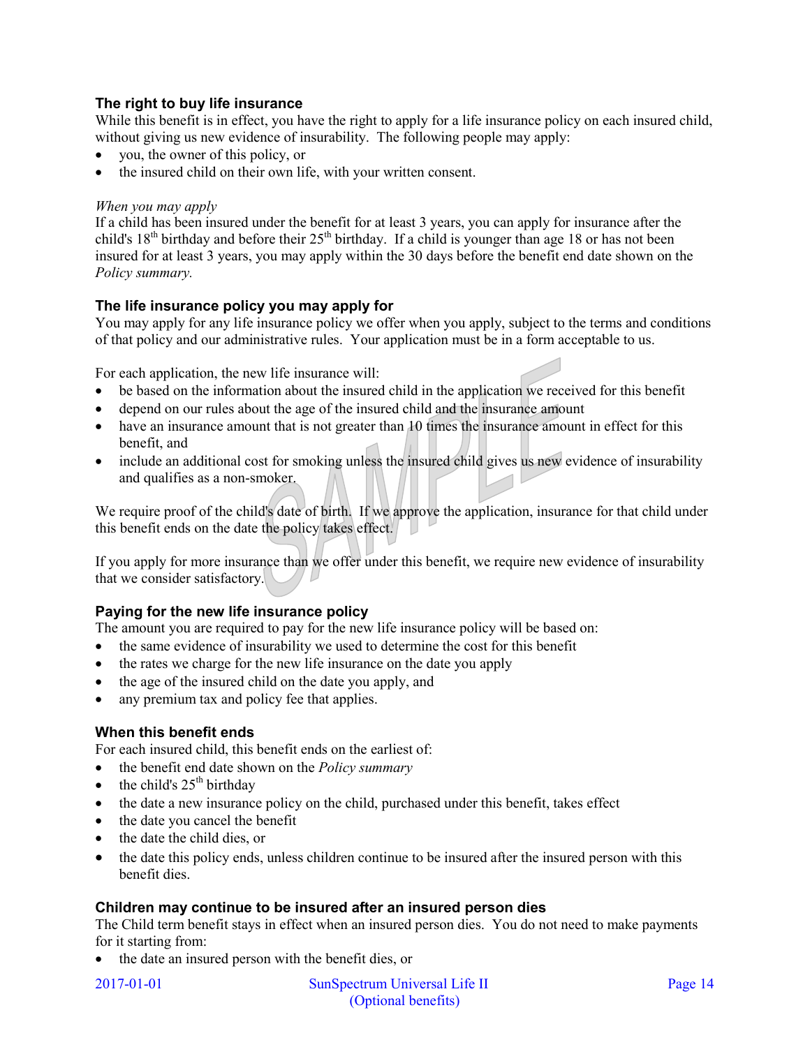### The right to buy life insurance

While this benefit is in effect, you have the right to apply for a life insurance policy on each insured child, without giving us new evidence of insurability. The following people may apply:

- you, the owner of this policy, or
- the insured child on their own life, with your written consent.

*When you may apply*

If a child has been insured under the benefit for at least 3 years, you can apply for insurance after the child's 18th birthday and before their 25th birthday. If a child is younger than age 18 or has not been insured for at least 3 years, you may apply within the 30 days before the benefit end date shown on the *Policy summary.*

### The life insurance policy you may apply for

You may apply for any life insurance policy we offer when you apply, subject to the terms and conditions of that policy and our administrative rules. Your application must be in a form acceptable to us.

For each application, the new life insurance will:

- be based on the information about the insured child in the application we received for this benefit
- depend on our rules about the age of the insured child and the insurance amount
- have an insurance amount that is not greater than 10 times the insurance amount in effect for this benefit, and
- include an additional cost for smoking unless the insured child gives us new evidence of insurability and qualifies as a non-smoker.

We require proof of the child's date of birth. If we approve the application, insurance for that child under this benefit ends on the date the policy takes effect.

If you apply for more insurance than we offer under this benefit, we require new evidence of insurability that we consider satisfactory.

### Paying for the new life insurance policy

The amount you are required to pay for the new life insurance policy will be based on:

- the same evidence of insurability we used to determine the cost for this benefit
- the rates we charge for the new life insurance on the date you apply
- the age of the insured child on the date you apply, and
- any premium tax and policy fee that applies.

### When this benefit ends

For each insured child, this benefit ends on the earliest of:

- the benefit end date shown on the *Policy summary*
- the child's 25th birthday
- the date a new insurance policy on the child, purchased under this benefit, takes effect
- the date you cancel the benefit
- the date the child dies, or
- the date this policy ends, unless children continue to be insured after the insured person with this benefit dies.

### Children may continue to be insured after an insured person dies

The Child term benefit stays in effect when an insured person dies. You do not need to make payments for it starting from:

- the date an insured person with the benefit dies, or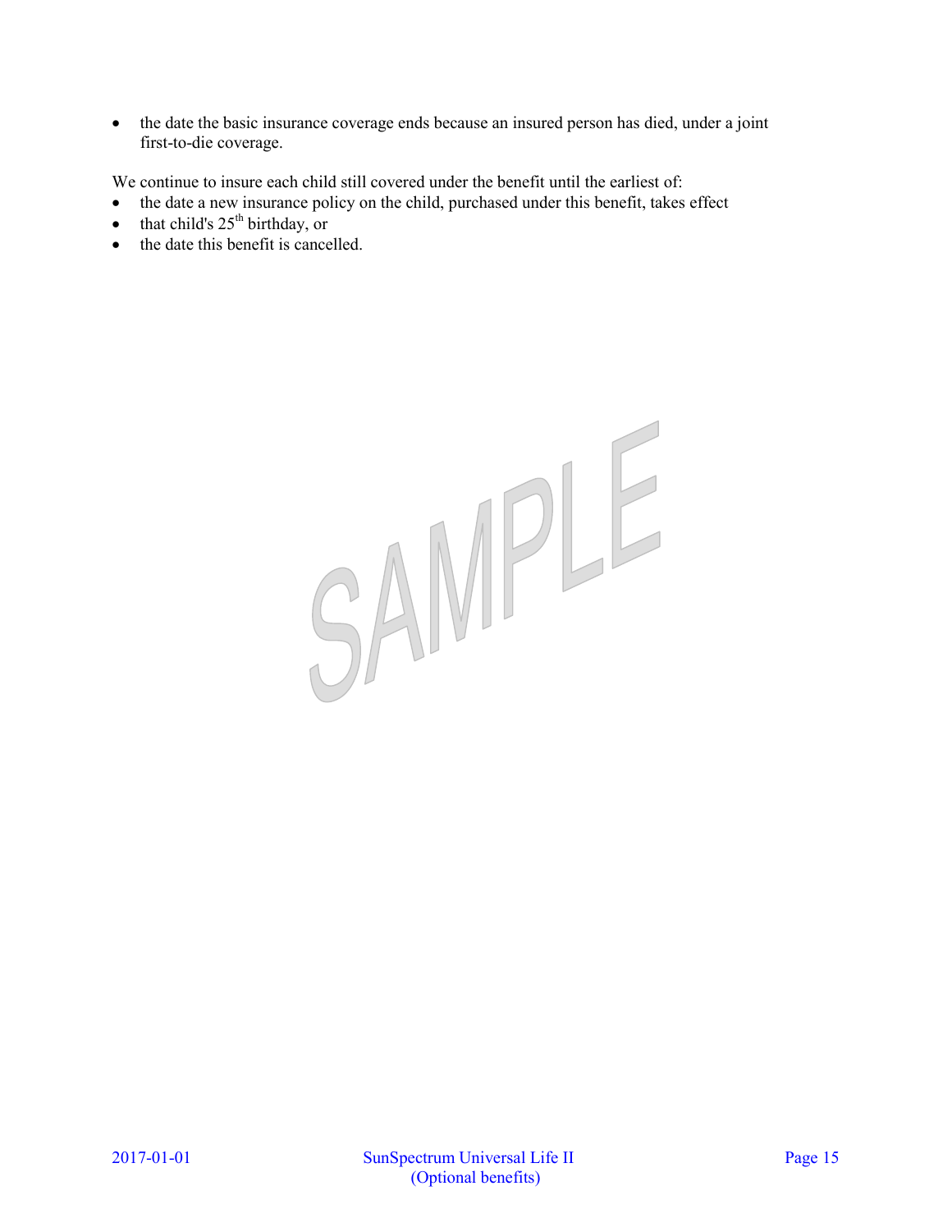- the date the basic insurance coverage ends because an insured person has died, under a joint first-to-die coverage.

We continue to insure each child still covered under the benefit until the earliest of:

- the date a new insurance policy on the child, purchased under this benefit, takes effect
- that child's 25th birthday, or
- the date this benefit is cancelled.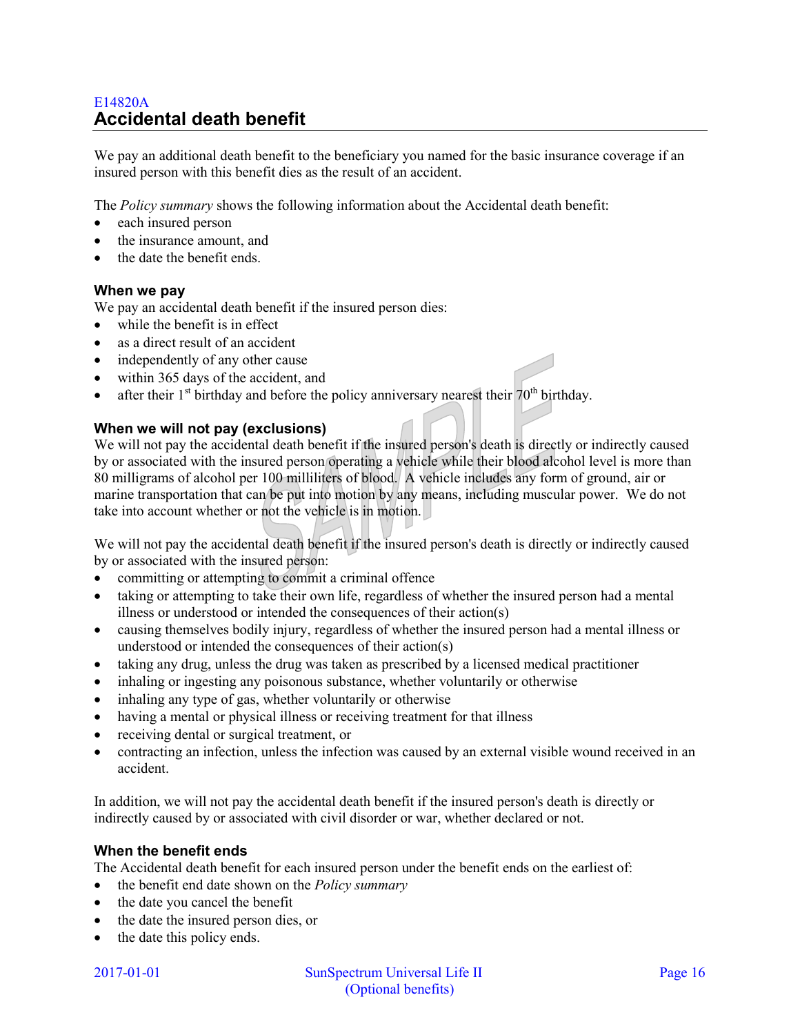E14820A

## Accidental death benefit

We pay an additional death benefit to the beneficiary you named for the basic insurance coverage if an insured person with this benefit dies as the result of an accident.

The *Policy summary* shows the following information about the Accidental death benefit:

- each insured person
- the insurance amount, and
- the date the benefit ends.

### When we pay

We pay an accidental death benefit if the insured person dies:

- while the benefit is in effect
- as a direct result of an accident
- independently of any other cause
- within 365 days of the accident, and
- after their 1st birthday and before the policy anniversary nearest their 70th birthday.

### When we will not pay (exclusions)

We will not pay the accidental death benefit if the insured person's death is directly or indirectly caused by or associated with the insured person operating a vehicle while their blood alcohol level is more than 80 milligrams of alcohol per 100 milliliters of blood. A vehicle includes any form of ground, air or marine transportation that can be put into motion by any means, including muscular power. We do not take into account whether or not the vehicle is in motion.

We will not pay the accidental death benefit if the insured person's death is directly or indirectly caused by or associated with the insured person:

- committing or attempting to commit a criminal offence
- taking or attempting to take their own life, regardless of whether the insured person had a mental illness or understood or intended the consequences of their action(s)
- causing themselves bodily injury, regardless of whether the insured person had a mental illness or understood or intended the consequences of their action(s)
- taking any drug, unless the drug was taken as prescribed by a licensed medical practitioner
- inhaling or ingesting any poisonous substance, whether voluntarily or otherwise
- inhaling any type of gas, whether voluntarily or otherwise
- having a mental or physical illness or receiving treatment for that illness
- receiving dental or surgical treatment, or
- contracting an infection, unless the infection was caused by an external visible wound received in an accident.

In addition, we will not pay the accidental death benefit if the insured person's death is directly or indirectly caused by or associated with civil disorder or war, whether declared or not.

### When the benefit ends

The Accidental death benefit for each insured person under the benefit ends on the earliest of:

- the benefit end date shown on the *Policy summary*
- the date you cancel the benefit
- the date the insured person dies, or
- the date this policy ends.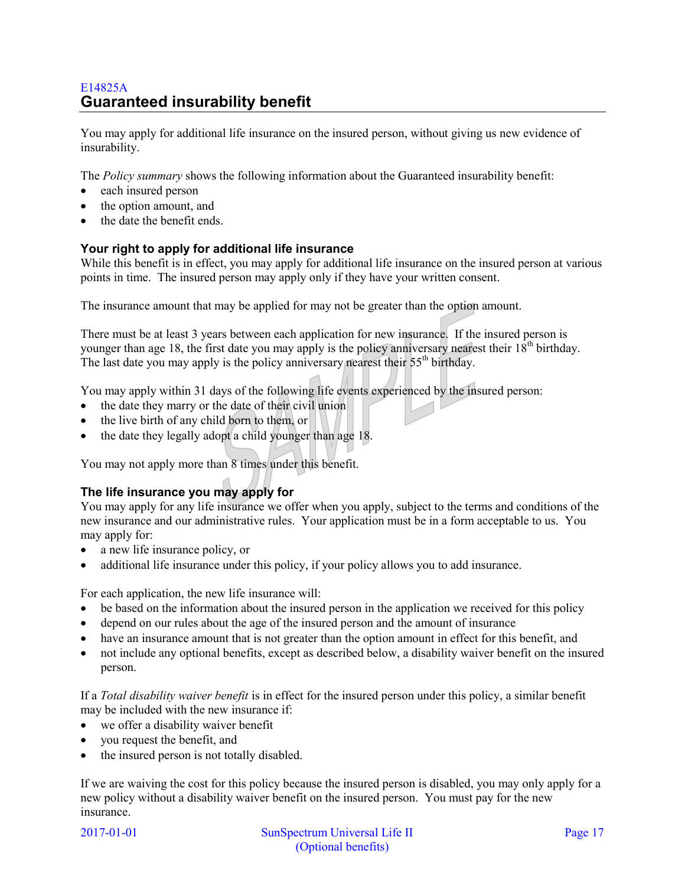E14825A

## Guaranteed insurability benefit

You may apply for additional life insurance on the insured person, without giving us new evidence of insurability.

The *Policy summary* shows the following information about the Guaranteed insurability benefit:

- each insured person
- the option amount, and
- the date the benefit ends.

### Your right to apply for additional life insurance

While this benefit is in effect, you may apply for additional life insurance on the insured person at various points in time. The insured person may apply only if they have your written consent.

The insurance amount that may be applied for may not be greater than the option amount.

There must be at least 3 years between each application for new insurance. If the insured person is younger than age 18, the first date you may apply is the policy anniversary nearest their 18th birthday. The last date you may apply is the policy anniversary nearest their 55th birthday.

You may apply within 31 days of the following life events experienced by the insured person:

- the date they marry or the date of their civil union
- the live birth of any child born to them, or
- the date they legally adopt a child younger than age 18.

You may not apply more than 8 times under this benefit.

### The life insurance you may apply for

You may apply for any life insurance we offer when you apply, subject to the terms and conditions of the new insurance and our administrative rules. Your application must be in a form acceptable to us. You may apply for:

- a new life insurance policy, or
- additional life insurance under this policy, if your policy allows you to add insurance.

For each application, the new life insurance will:

- be based on the information about the insured person in the application we received for this policy
- depend on our rules about the age of the insured person and the amount of insurance
- have an insurance amount that is not greater than the option amount in effect for this benefit, and
- not include any optional benefits, except as described below, a disability waiver benefit on the insured person.

If a *Total disability waiver benefit* is in effect for the insured person under this policy, a similar benefit may be included with the new insurance if:

- we offer a disability waiver benefit
- you request the benefit, and
- the insured person is not totally disabled.

If we are waiving the cost for this policy because the insured person is disabled, you may only apply for a new policy without a disability waiver benefit on the insured person. You must pay for the new insurance.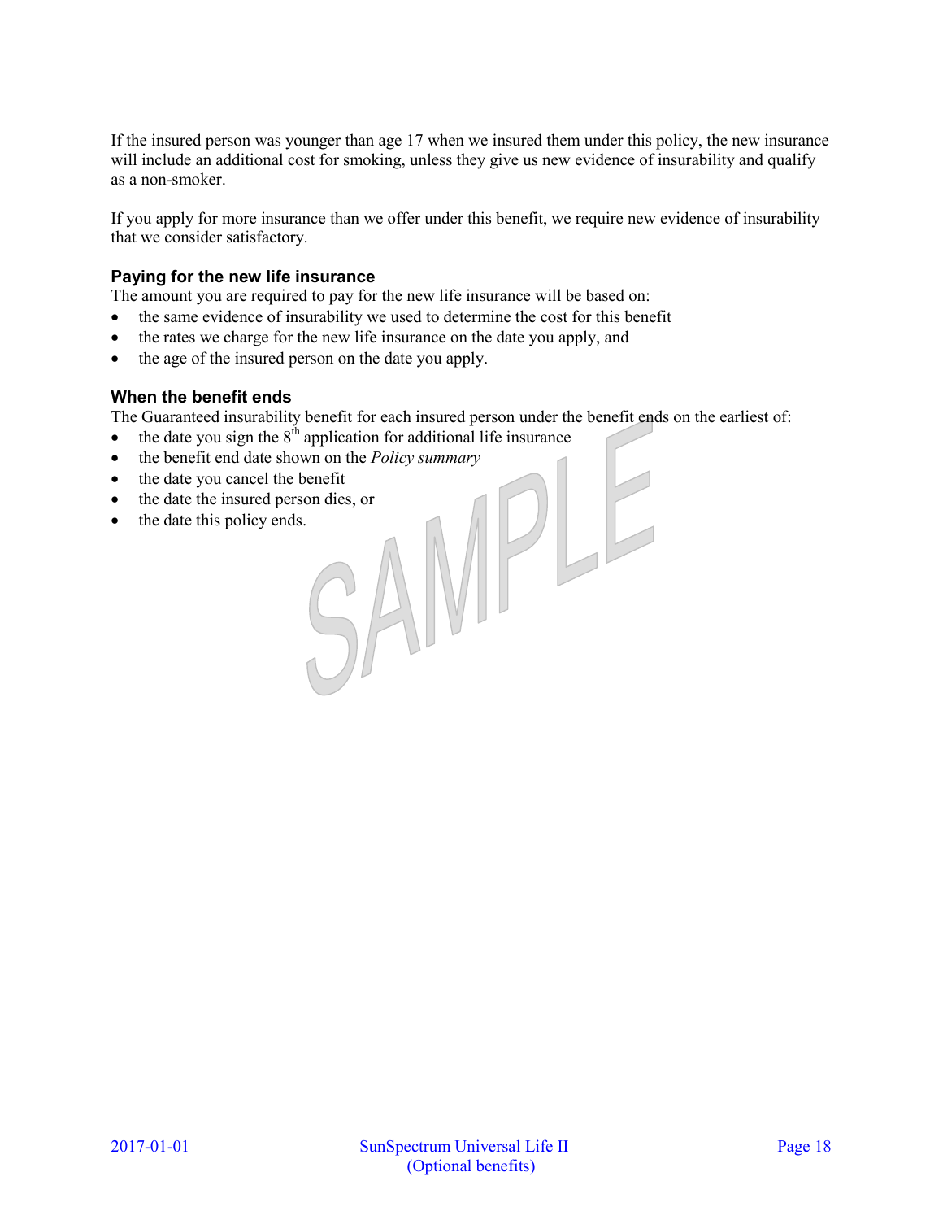If the insured person was younger than age 17 when we insured them under this policy, the new insurance will include an additional cost for smoking, unless they give us new evidence of insurability and qualify as a non-smoker.

If you apply for more insurance than we offer under this benefit, we require new evidence of insurability that we consider satisfactory.

### Paying for the new life insurance

The amount you are required to pay for the new life insurance will be based on:

- the same evidence of insurability we used to determine the cost for this benefit
- the rates we charge for the new life insurance on the date you apply, and
- the age of the insured person on the date you apply.

### When the benefit ends

The Guaranteed insurability benefit for each insured person under the benefit ends on the earliest of:

- the date you sign the 8th application for additional life insurance
- the benefit end date shown on the *Policy summary*
- the date you cancel the benefit
- the date the insured person dies, or
- the date this policy ends.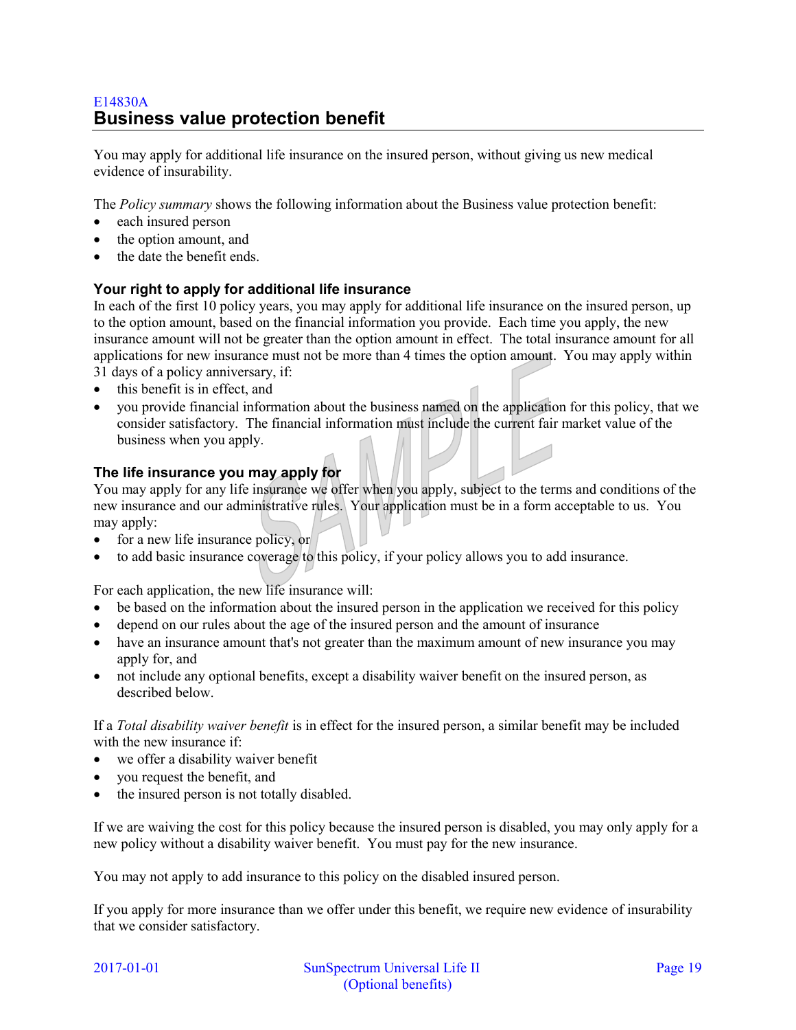E14830A

## Business value protection benefit

You may apply for additional life insurance on the insured person, without giving us new medical evidence of insurability.

The *Policy summary* shows the following information about the Business value protection benefit:

- each insured person
- the option amount, and
- the date the benefit ends.

### Your right to apply for additional life insurance

In each of the first 10 policy years, you may apply for additional life insurance on the insured person, up to the option amount, based on the financial information you provide. Each time you apply, the new insurance amount will not be greater than the option amount in effect. The total insurance amount for all applications for new insurance must not be more than 4 times the option amount. You may apply within 31 days of a policy anniversary, if:

- this benefit is in effect, and
- you provide financial information about the business named on the application for this policy, that we consider satisfactory. The financial information must include the current fair market value of the business when you apply.

### The life insurance you may apply for

You may apply for any life insurance we offer when you apply, subject to the terms and conditions of the new insurance and our administrative rules. Your application must be in a form acceptable to us. You may apply:

- for a new life insurance policy, or
- to add basic insurance coverage to this policy, if your policy allows you to add insurance.

For each application, the new life insurance will:

- be based on the information about the insured person in the application we received for this policy
- depend on our rules about the age of the insured person and the amount of insurance
- have an insurance amount that's not greater than the maximum amount of new insurance you may apply for, and
- not include any optional benefits, except a disability waiver benefit on the insured person, as described below.

If a *Total disability waiver benefit* is in effect for the insured person, a similar benefit may be included with the new insurance if:

- we offer a disability waiver benefit
- you request the benefit, and
- the insured person is not totally disabled.

If we are waiving the cost for this policy because the insured person is disabled, you may only apply for a new policy without a disability waiver benefit. You must pay for the new insurance.

You may not apply to add insurance to this policy on the disabled insured person.

If you apply for more insurance than we offer under this benefit, we require new evidence of insurability that we consider satisfactory.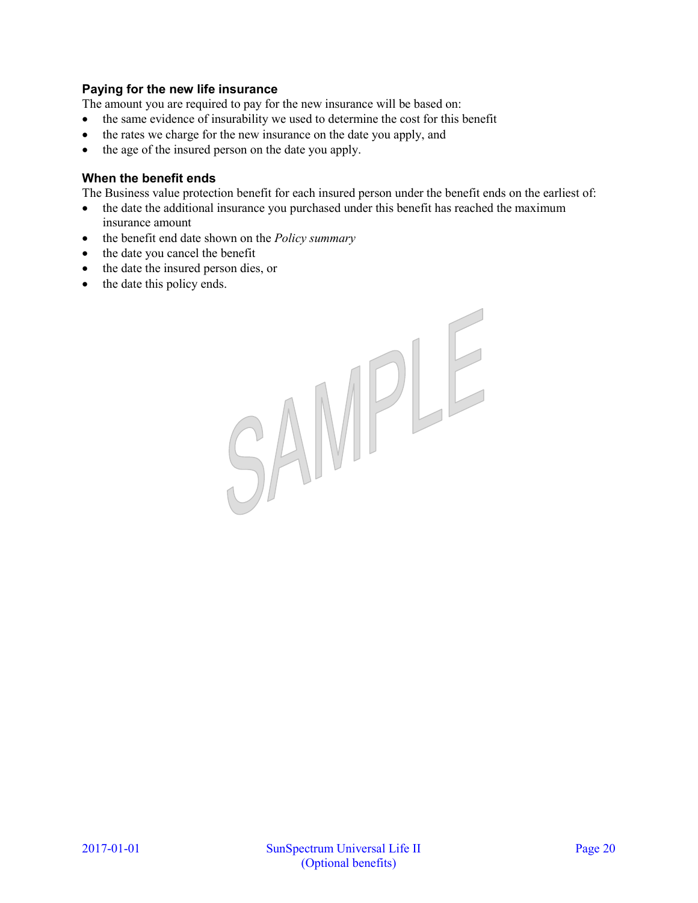### Paying for the new life insurance

The amount you are required to pay for the new insurance will be based on:

- the same evidence of insurability we used to determine the cost for this benefit
- the rates we charge for the new insurance on the date you apply, and
- the age of the insured person on the date you apply.

### When the benefit ends

The Business value protection benefit for each insured person under the benefit ends on the earliest of:

- the date the additional insurance you purchased under this benefit has reached the maximum insurance amount
- the benefit end date shown on the *Policy summary*
- the date you cancel the benefit
- the date the insured person dies, or
- the date this policy ends.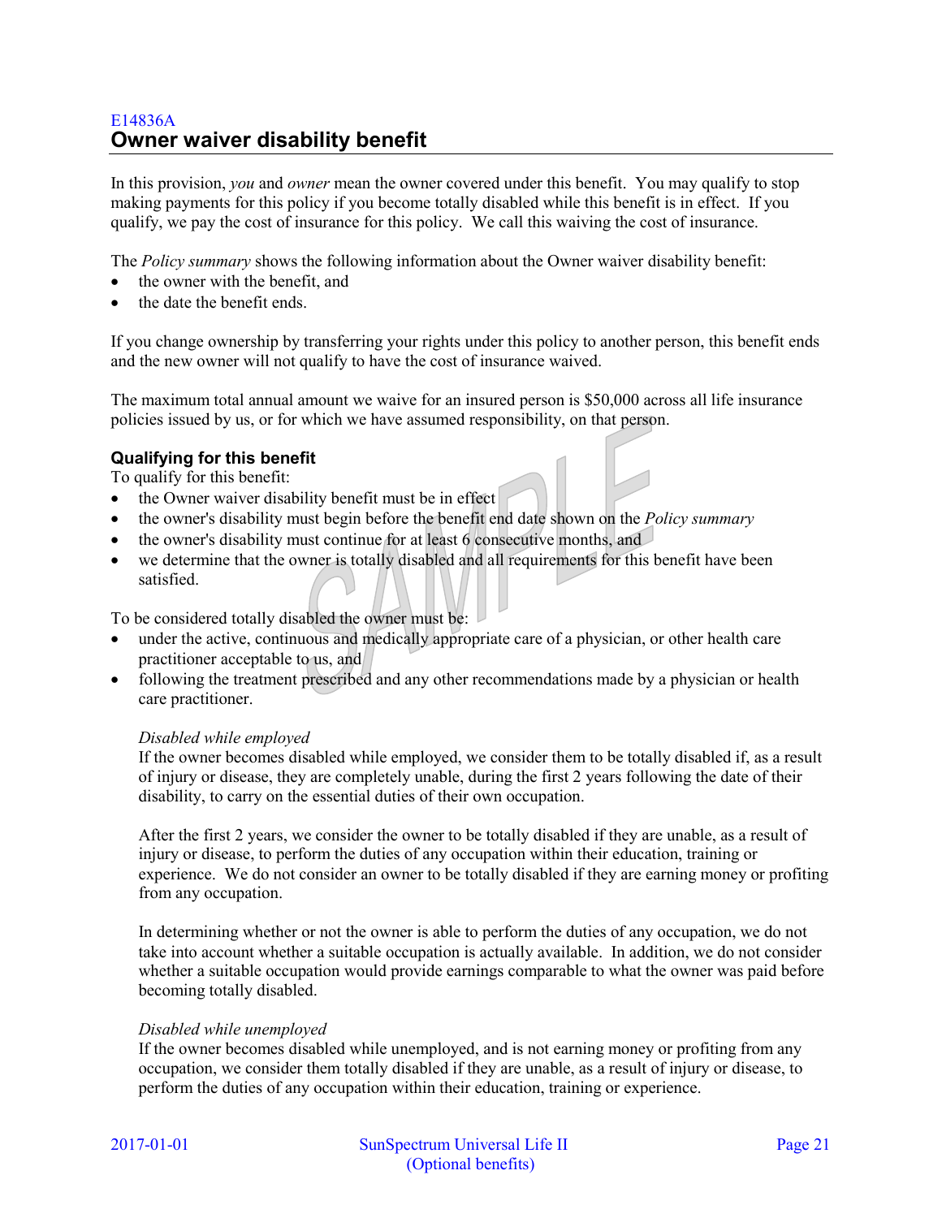E14836A

## Owner waiver disability benefit

In this provision, *you* and *owner* mean the owner covered under this benefit. You may qualify to stop making payments for this policy if you become totally disabled while this benefit is in effect. If you qualify, we pay the cost of insurance for this policy. We call this waiving the cost of insurance.

The *Policy summary* shows the following information about the Owner waiver disability benefit:

- the owner with the benefit, and
- the date the benefit ends.

If you change ownership by transferring your rights under this policy to another person, this benefit ends and the new owner will not qualify to have the cost of insurance waived.

The maximum total annual amount we waive for an insured person is $50,000 across all life insurance policies issued by us, or for which we have assumed responsibility, on that person.

### Qualifying for this benefit

To qualify for this benefit:

- the Owner waiver disability benefit must be in effect
- the owner's disability must begin before the benefit end date shown on the *Policy summary*
- the owner's disability must continue for at least 6 consecutive months, and
- we determine that the owner is totally disabled and all requirements for this benefit have been satisfied.

To be considered totally disabled the owner must be:

- under the active, continuous and medically appropriate care of a physician, or other health care practitioner acceptable to us, and
- following the treatment prescribed and any other recommendations made by a physician or health care practitioner.

*Disabled while employed*

If the owner becomes disabled while employed, we consider them to be totally disabled if, as a result of injury or disease, they are completely unable, during the first 2 years following the date of their disability, to carry on the essential duties of their own occupation.

After the first 2 years, we consider the owner to be totally disabled if they are unable, as a result of injury or disease, to perform the duties of any occupation within their education, training or experience. We do not consider an owner to be totally disabled if they are earning money or profiting from any occupation.

In determining whether or not the owner is able to perform the duties of any occupation, we do not take into account whether a suitable occupation is actually available. In addition, we do not consider whether a suitable occupation would provide earnings comparable to what the owner was paid before becoming totally disabled.

*Disabled while unemployed*

If the owner becomes disabled while unemployed, and is not earning money or profiting from any occupation, we consider them totally disabled if they are unable, as a result of injury or disease, to perform the duties of any occupation within their education, training or experience.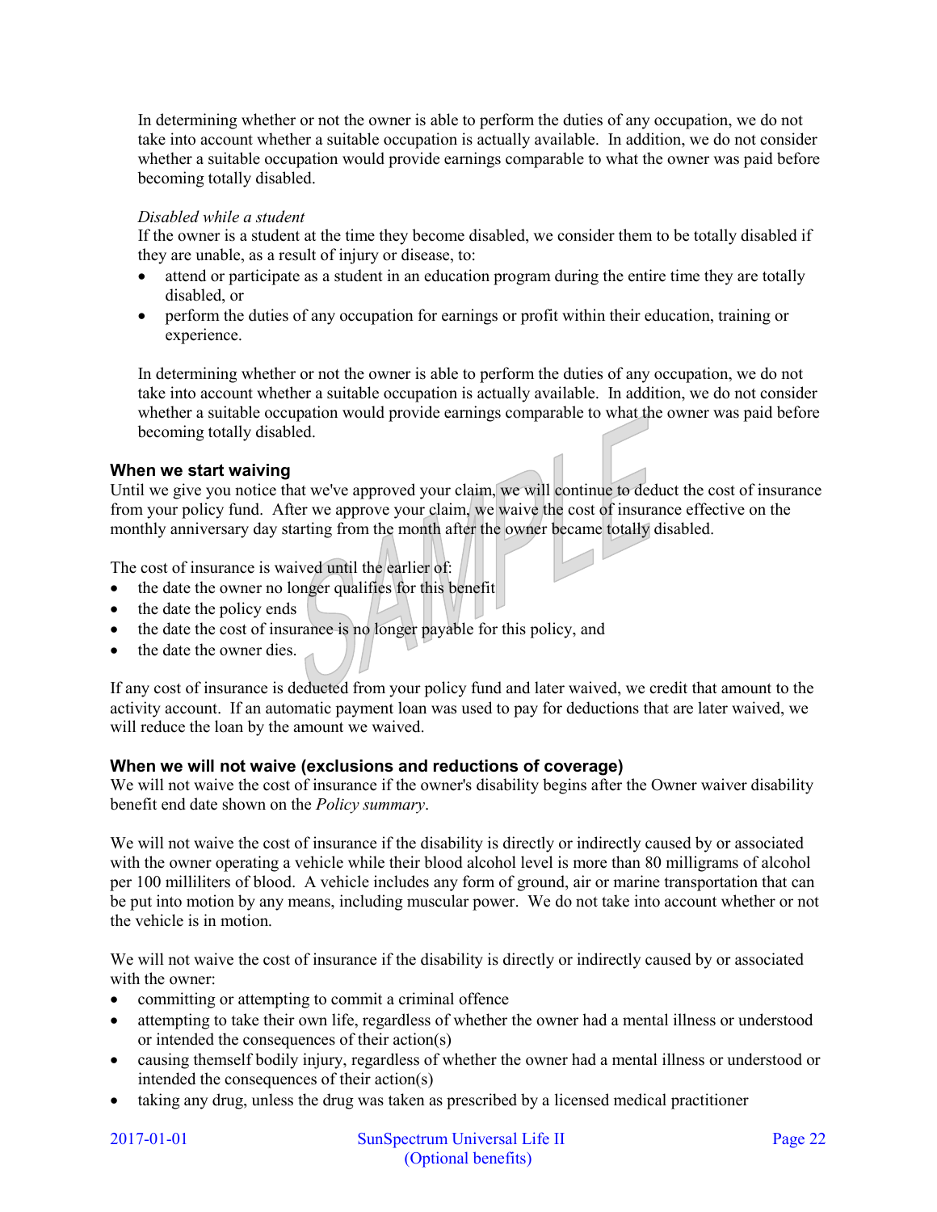In determining whether or not the owner is able to perform the duties of any occupation, we do not take into account whether a suitable occupation is actually available. In addition, we do not consider whether a suitable occupation would provide earnings comparable to what the owner was paid before becoming totally disabled.

*Disabled while a student*

If the owner is a student at the time they become disabled, we consider them to be totally disabled if they are unable, as a result of injury or disease, to:

- attend or participate as a student in an education program during the entire time they are totally disabled, or
- perform the duties of any occupation for earnings or profit within their education, training or experience.

In determining whether or not the owner is able to perform the duties of any occupation, we do not take into account whether a suitable occupation is actually available. In addition, we do not consider whether a suitable occupation would provide earnings comparable to what the owner was paid before becoming totally disabled.

### When we start waiving

Until we give you notice that we've approved your claim, we will continue to deduct the cost of insurance from your policy fund. After we approve your claim, we waive the cost of insurance effective on the monthly anniversary day starting from the month after the owner became totally disabled.

The cost of insurance is waived until the earlier of:

- the date the owner no longer qualifies for this benefit
- the date the policy ends
- the date the cost of insurance is no longer payable for this policy, and
- the date the owner dies.

If any cost of insurance is deducted from your policy fund and later waived, we credit that amount to the activity account. If an automatic payment loan was used to pay for deductions that are later waived, we will reduce the loan by the amount we waived.

### When we will not waive (exclusions and reductions of coverage)

We will not waive the cost of insurance if the owner's disability begins after the Owner waiver disability benefit end date shown on the *Policy summary*.

We will not waive the cost of insurance if the disability is directly or indirectly caused by or associated with the owner operating a vehicle while their blood alcohol level is more than 80 milligrams of alcohol per 100 milliliters of blood. A vehicle includes any form of ground, air or marine transportation that can be put into motion by any means, including muscular power. We do not take into account whether or not the vehicle is in motion.

We will not waive the cost of insurance if the disability is directly or indirectly caused by or associated with the owner:

- committing or attempting to commit a criminal offence
- attempting to take their own life, regardless of whether the owner had a mental illness or understood or intended the consequences of their action(s)
- causing themself bodily injury, regardless of whether the owner had a mental illness or understood or intended the consequences of their action(s)
- taking any drug, unless the drug was taken as prescribed by a licensed medical practitioner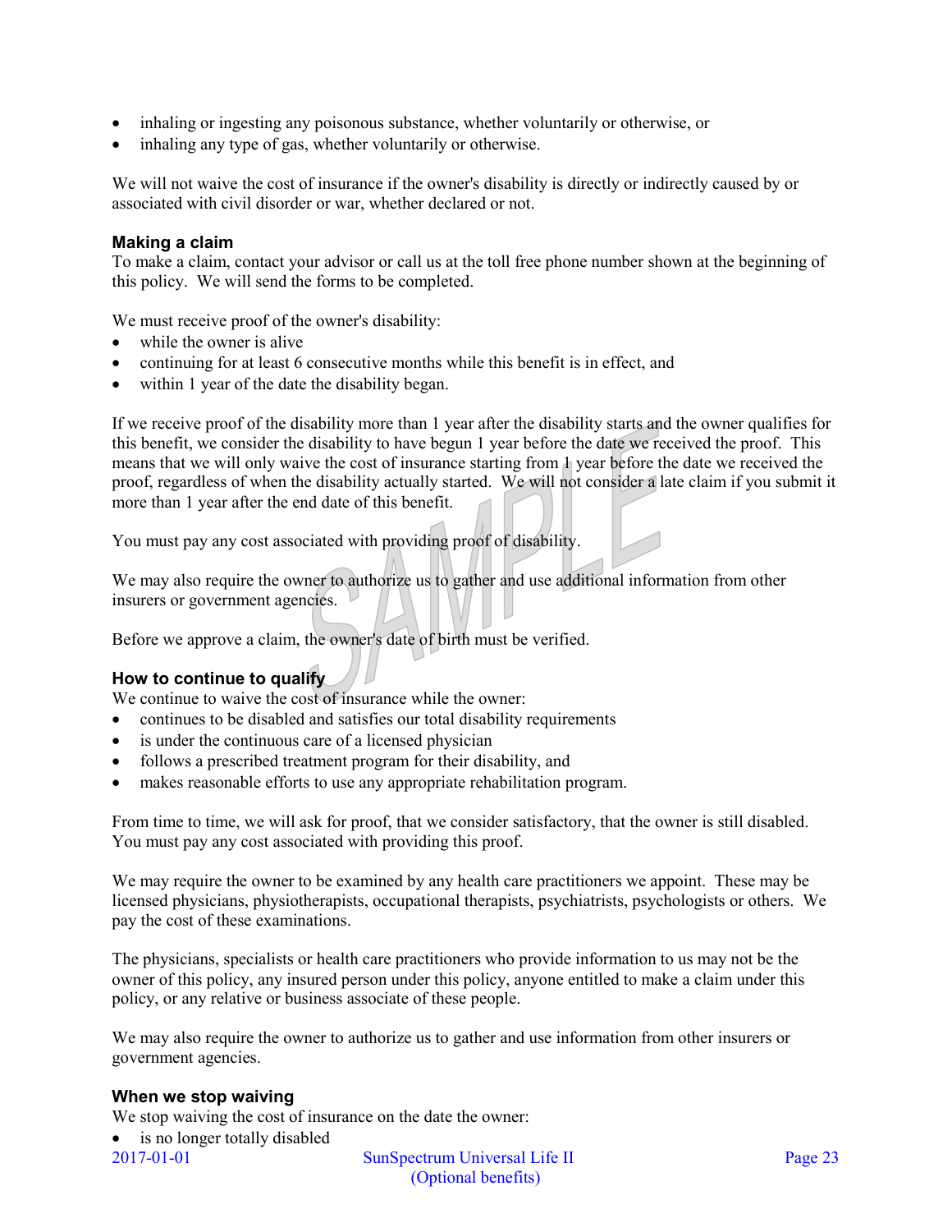- inhaling or ingesting any poisonous substance, whether voluntarily or otherwise, or
- inhaling any type of gas, whether voluntarily or otherwise.

We will not waive the cost of insurance if the owner's disability is directly or indirectly caused by or associated with civil disorder or war, whether declared or not.

### Making a claim

To make a claim, contact your advisor or call us at the toll free phone number shown at the beginning of this policy. We will send the forms to be completed.

We must receive proof of the owner's disability:

- while the owner is alive
- continuing for at least 6 consecutive months while this benefit is in effect, and
- within 1 year of the date the disability began.

If we receive proof of the disability more than 1 year after the disability starts and the owner qualifies for this benefit, we consider the disability to have begun 1 year before the date we received the proof. This means that we will only waive the cost of insurance starting from 1 year before the date we received the proof, regardless of when the disability actually started. We will not consider a late claim if you submit it more than 1 year after the end date of this benefit.

You must pay any cost associated with providing proof of disability.

We may also require the owner to authorize us to gather and use additional information from other insurers or government agencies.

Before we approve a claim, the owner's date of birth must be verified.

### How to continue to qualify

We continue to waive the cost of insurance while the owner:

- continues to be disabled and satisfies our total disability requirements
- is under the continuous care of a licensed physician
- follows a prescribed treatment program for their disability, and
- makes reasonable efforts to use any appropriate rehabilitation program.

From time to time, we will ask for proof, that we consider satisfactory, that the owner is still disabled. You must pay any cost associated with providing this proof.

We may require the owner to be examined by any health care practitioners we appoint. These may be licensed physicians, physiotherapists, occupational therapists, psychiatrists, psychologists or others. We pay the cost of these examinations.

The physicians, specialists or health care practitioners who provide information to us may not be the owner of this policy, any insured person under this policy, anyone entitled to make a claim under this policy, or any relative or business associate of these people.

We may also require the owner to authorize us to gather and use information from other insurers or government agencies.

### When we stop waiving

We stop waiving the cost of insurance on the date the owner:

- is no longer totally disabled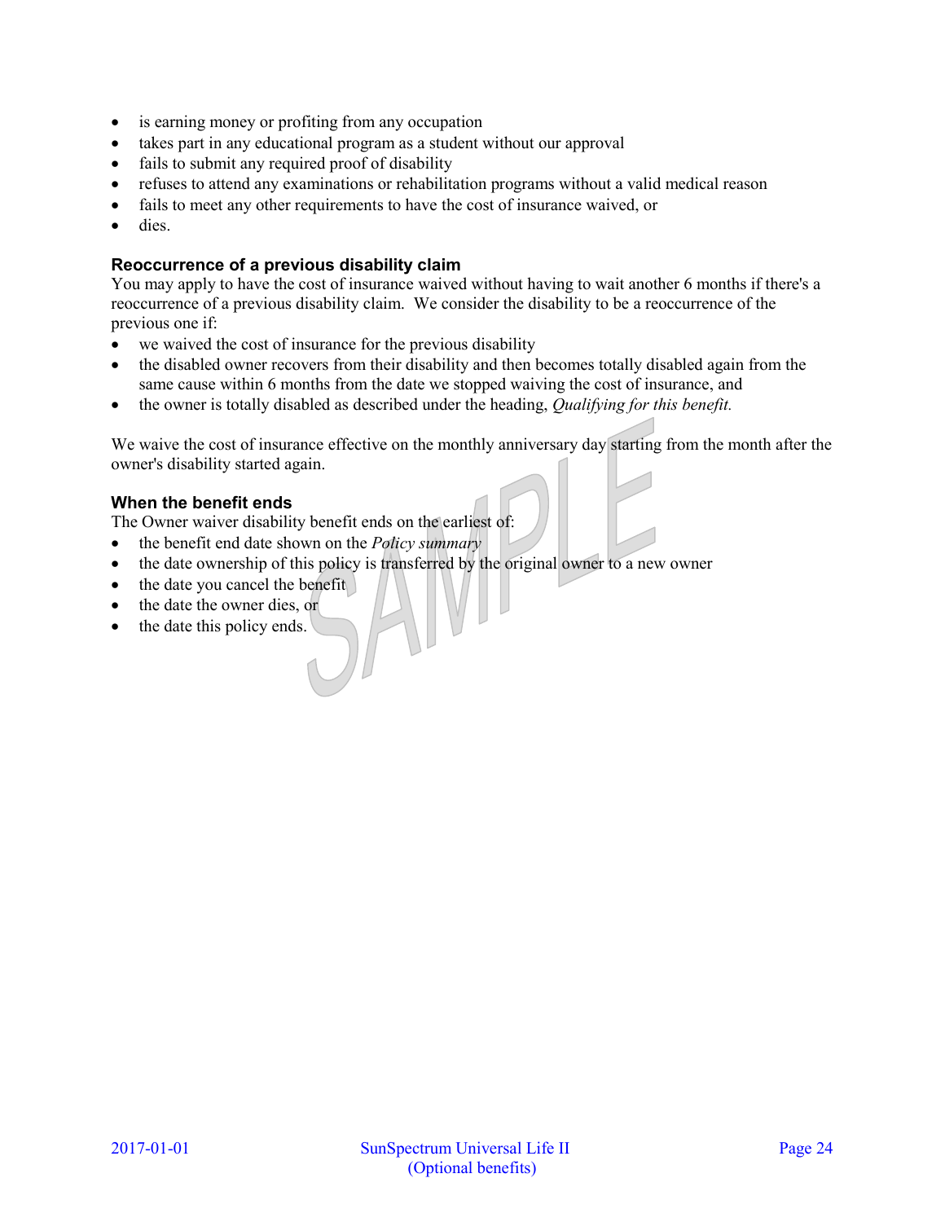- is earning money or profiting from any occupation
- takes part in any educational program as a student without our approval
- fails to submit any required proof of disability
- refuses to attend any examinations or rehabilitation programs without a valid medical reason
- fails to meet any other requirements to have the cost of insurance waived, or
- dies.

### Reoccurrence of a previous disability claim

You may apply to have the cost of insurance waived without having to wait another 6 months if there's a reoccurrence of a previous disability claim. We consider the disability to be a reoccurrence of the previous one if:

- we waived the cost of insurance for the previous disability
- the disabled owner recovers from their disability and then becomes totally disabled again from the same cause within 6 months from the date we stopped waiving the cost of insurance, and
- the owner is totally disabled as described under the heading, *Qualifying for this benefit.*

We waive the cost of insurance effective on the monthly anniversary day starting from the month after the owner's disability started again.

### When the benefit ends

The Owner waiver disability benefit ends on the earliest of:

- the benefit end date shown on the *Policy summary*
- the date ownership of this policy is transferred by the original owner to a new owner
- the date you cancel the benefit
- the date the owner dies, or
- the date this policy ends.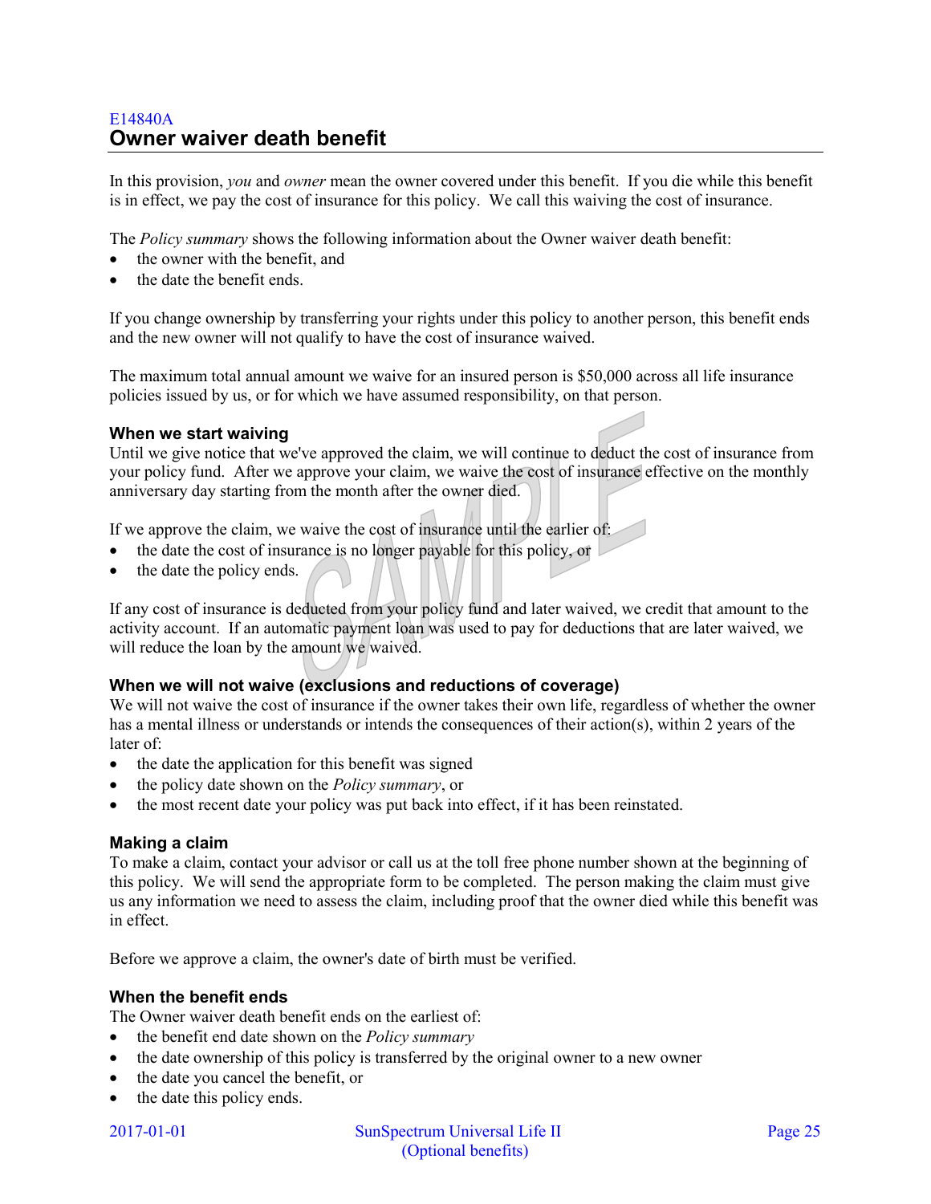E14840A

## Owner waiver death benefit

In this provision, *you* and *owner* mean the owner covered under this benefit. If you die while this benefit is in effect, we pay the cost of insurance for this policy. We call this waiving the cost of insurance.

The *Policy summary* shows the following information about the Owner waiver death benefit:

- the owner with the benefit, and
- the date the benefit ends.

If you change ownership by transferring your rights under this policy to another person, this benefit ends and the new owner will not qualify to have the cost of insurance waived.

The maximum total annual amount we waive for an insured person is $50,000 across all life insurance policies issued by us, or for which we have assumed responsibility, on that person.

### When we start waiving

Until we give notice that we've approved the claim, we will continue to deduct the cost of insurance from your policy fund. After we approve your claim, we waive the cost of insurance effective on the monthly anniversary day starting from the month after the owner died.

If we approve the claim, we waive the cost of insurance until the earlier of:

- the date the cost of insurance is no longer payable for this policy, or
- the date the policy ends.

If any cost of insurance is deducted from your policy fund and later waived, we credit that amount to the activity account. If an automatic payment loan was used to pay for deductions that are later waived, we will reduce the loan by the amount we waived.

### When we will not waive (exclusions and reductions of coverage)

We will not waive the cost of insurance if the owner takes their own life, regardless of whether the owner has a mental illness or understands or intends the consequences of their action(s), within 2 years of the later of:

- the date the application for this benefit was signed
- the policy date shown on the *Policy summary*, or
- the most recent date your policy was put back into effect, if it has been reinstated.

### Making a claim

To make a claim, contact your advisor or call us at the toll free phone number shown at the beginning of this policy. We will send the appropriate form to be completed. The person making the claim must give us any information we need to assess the claim, including proof that the owner died while this benefit was in effect.

Before we approve a claim, the owner's date of birth must be verified.

### When the benefit ends

The Owner waiver death benefit ends on the earliest of:

- the benefit end date shown on the *Policy summary*
- the date ownership of this policy is transferred by the original owner to a new owner
- the date you cancel the benefit, or
- the date this policy ends.